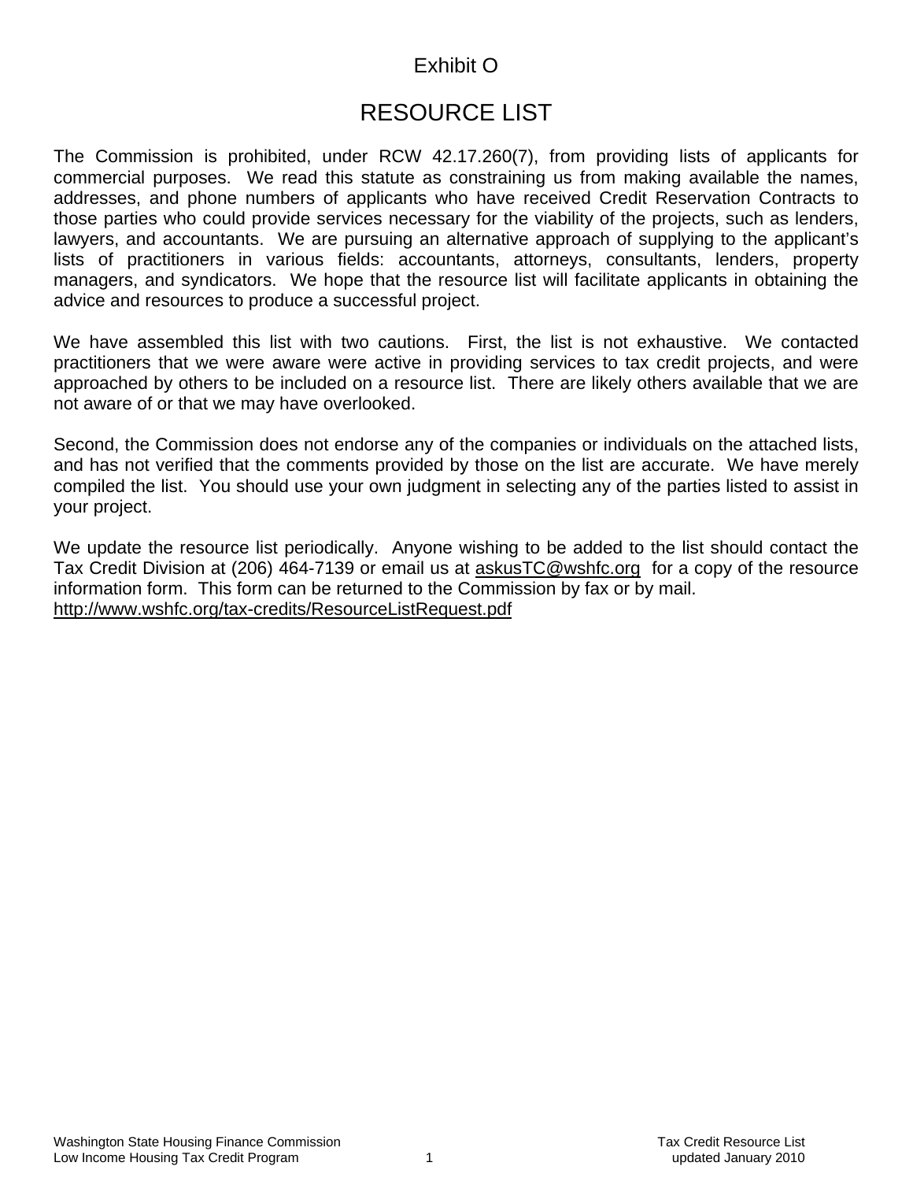Exhibit O

# RESOURCE LIST

The Commission is prohibited, under RCW 42.17.260(7), from providing lists of applicants for commercial purposes. We read this statute as constraining us from making available the names, addresses, and phone numbers of applicants who have received Credit Reservation Contracts to those parties who could provide services necessary for the viability of the projects, such as lenders, lawyers, and accountants. We are pursuing an alternative approach of supplying to the applicant's lists of practitioners in various fields: accountants, attorneys, consultants, lenders, property managers, and syndicators. We hope that the resource list will facilitate applicants in obtaining the advice and resources to produce a successful project.

We have assembled this list with two cautions. First, the list is not exhaustive. We contacted practitioners that we were aware were active in providing services to tax credit projects, and were approached by others to be included on a resource list. There are likely others available that we are not aware of or that we may have overlooked.

Second, the Commission does not endorse any of the companies or individuals on the attached lists, and has not verified that the comments provided by those on the list are accurate. We have merely compiled the list. You should use your own judgment in selecting any of the parties listed to assist in your project.

We update the resource list periodically. Anyone wishing to be added to the list should contact the Tax Credit Division at (206) 464-7139 or email us at askusTC@wshfc.org for a copy of the resource information form. This form can be returned to the Commission by fax or by mail.
http://www.wshfc.org/tax-credits/ResourceListRequest.pdf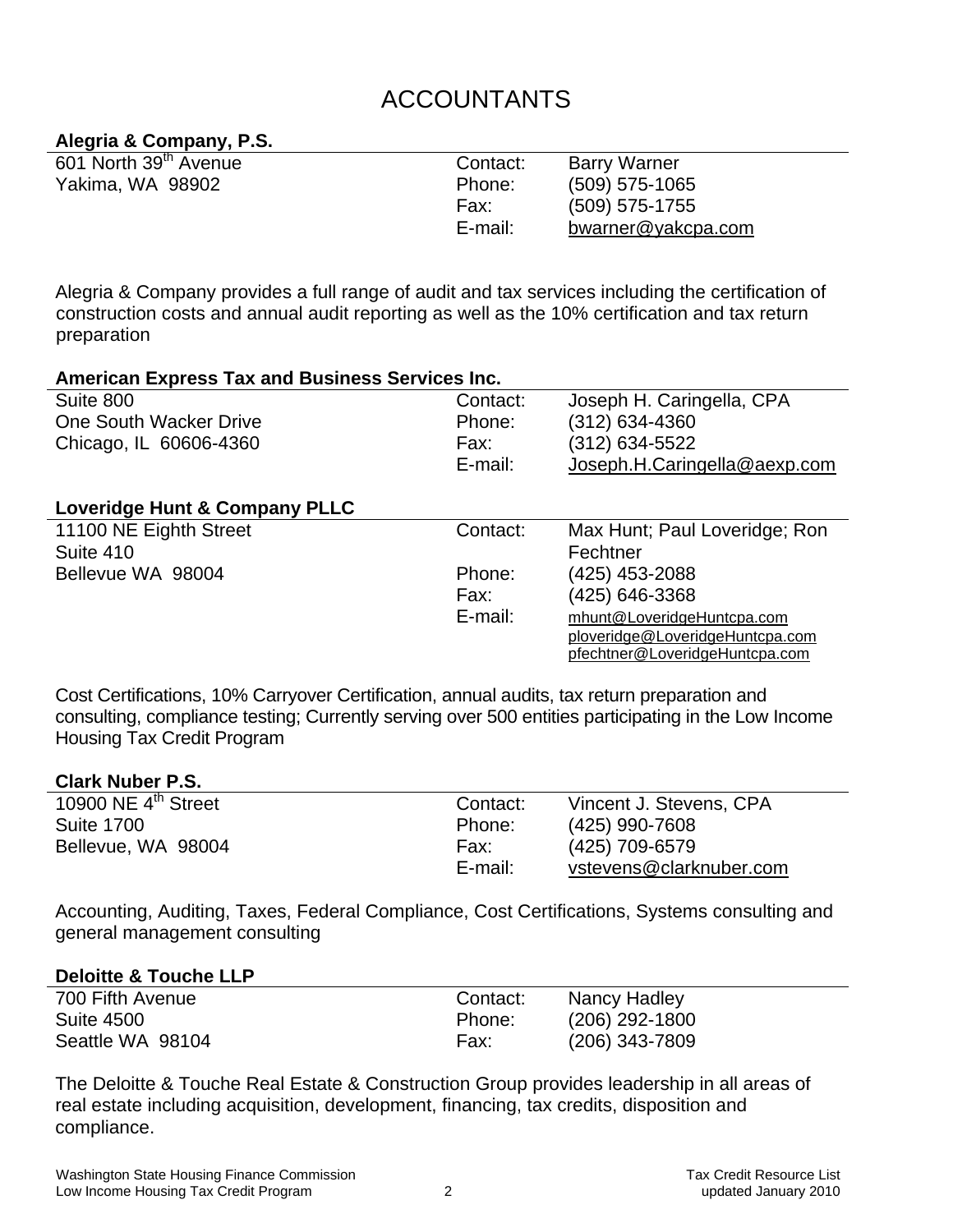# ACCOUNTANTS

**Alegria & Company, P.S.**

| | | |
|---|---|---|
| 601 North 39th Avenue | Contact: | Barry Warner |
| Yakima, WA 98902 | Phone: | (509) 575-1065 |
| | Fax: | (509) 575-1755 |
| | E-mail: | bwarner@yakcpa.com |

Alegria & Company provides a full range of audit and tax services including the certification of construction costs and annual audit reporting as well as the 10% certification and tax return preparation

**American Express Tax and Business Services Inc.**

| | | |
|---|---|---|
| Suite 800 | Contact: | Joseph H. Caringella, CPA |
| One South Wacker Drive | Phone: | (312) 634-4360 |
| Chicago, IL 60606-4360 | Fax: | (312) 634-5522 |
| | E-mail: | Joseph.H.Caringella@aexp.com |

**Loveridge Hunt & Company PLLC**

| | | |
|---|---|---|
| 11100 NE Eighth Street | Contact: | Max Hunt; Paul Loveridge; Ron Fechtner |
| Suite 410 | | |
| Bellevue WA 98004 | Phone: | (425) 453-2088 |
| | Fax: | (425) 646-3368 |
| | E-mail: | mhunt@LoveridgeHuntcpa.com<br>ploveridge@LoveridgeHuntcpa.com<br>pfechtner@LoveridgeHuntcpa.com |

Cost Certifications, 10% Carryover Certification, annual audits, tax return preparation and consulting, compliance testing; Currently serving over 500 entities participating in the Low Income Housing Tax Credit Program

**Clark Nuber P.S.**

| | | |
|---|---|---|
| 10900 NE 4th Street | Contact: | Vincent J. Stevens, CPA |
| Suite 1700 | Phone: | (425) 990-7608 |
| Bellevue, WA 98004 | Fax: | (425) 709-6579 |
| | E-mail: | vstevens@clarknuber.com |

Accounting, Auditing, Taxes, Federal Compliance, Cost Certifications, Systems consulting and general management consulting

**Deloitte & Touche LLP**

| | | |
|---|---|---|
| 700 Fifth Avenue | Contact: | Nancy Hadley |
| Suite 4500 | Phone: | (206) 292-1800 |
| Seattle WA 98104 | Fax: | (206) 343-7809 |

The Deloitte & Touche Real Estate & Construction Group provides leadership in all areas of real estate including acquisition, development, financing, tax credits, disposition and compliance.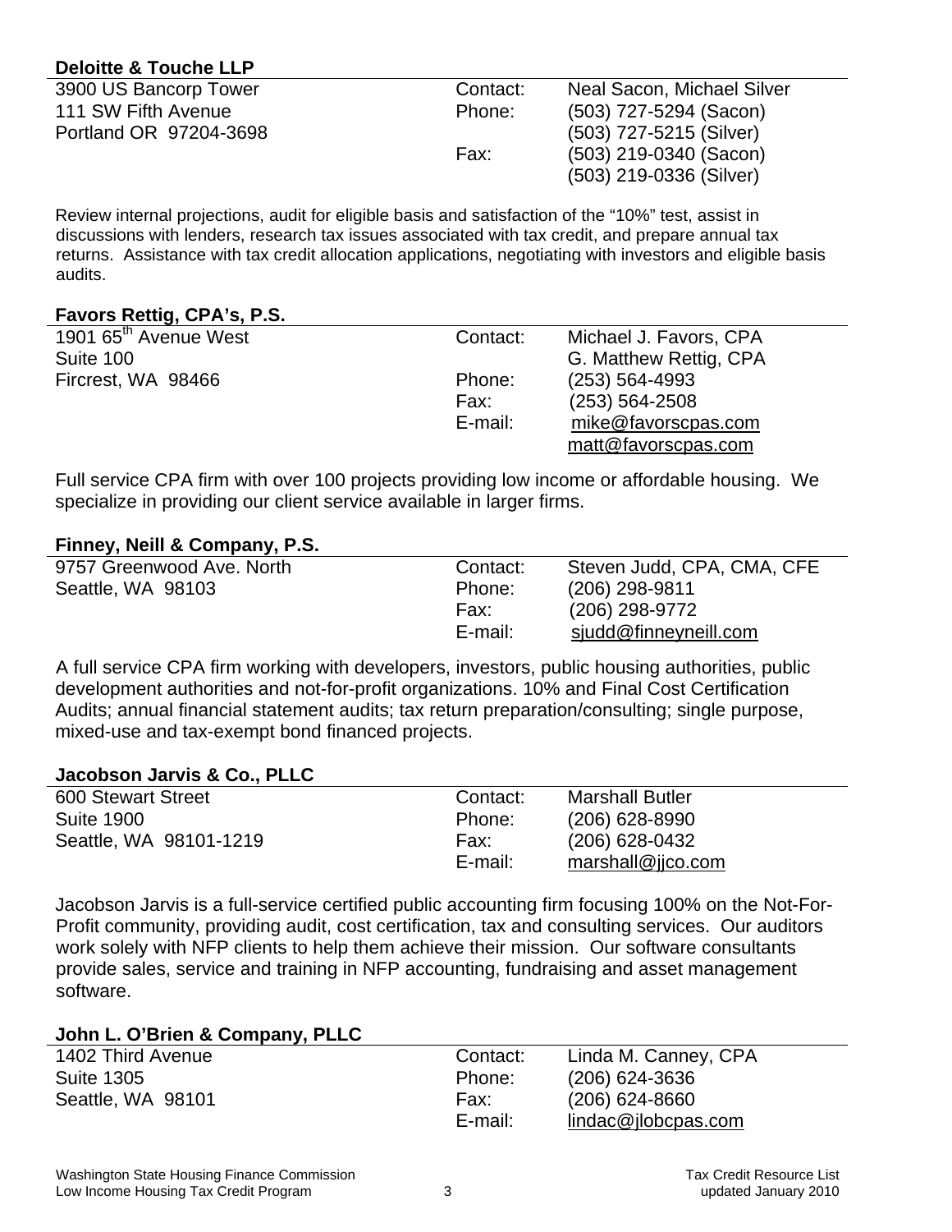### Deloitte & Touche LLP

| | | |
|---|---|---|
| 3900 US Bancorp Tower | Contact: | Neal Sacon, Michael Silver |
| 111 SW Fifth Avenue | Phone: | (503) 727-5294 (Sacon) |
| Portland OR 97204-3698 | | (503) 727-5215 (Silver) |
| | Fax: | (503) 219-0340 (Sacon) |
| | | (503) 219-0336 (Silver) |

Review internal projections, audit for eligible basis and satisfaction of the "10%" test, assist in discussions with lenders, research tax issues associated with tax credit, and prepare annual tax returns. Assistance with tax credit allocation applications, negotiating with investors and eligible basis audits.

### Favors Rettig, CPA's, P.S.

| | | |
|---|---|---|
| 1901 65th Avenue West | Contact: | Michael J. Favors, CPA |
| Suite 100 | | G. Matthew Rettig, CPA |
| Fircrest, WA 98466 | Phone: | (253) 564-4993 |
| | Fax: | (253) 564-2508 |
| | E-mail: | mike@favorscpas.com |
| | | matt@favorscpas.com |

Full service CPA firm with over 100 projects providing low income or affordable housing. We specialize in providing our client service available in larger firms.

### Finney, Neill & Company, P.S.

| | | |
|---|---|---|
| 9757 Greenwood Ave. North | Contact: | Steven Judd, CPA, CMA, CFE |
| Seattle, WA 98103 | Phone: | (206) 298-9811 |
| | Fax: | (206) 298-9772 |
| | E-mail: | sjudd@finneyneill.com |

A full service CPA firm working with developers, investors, public housing authorities, public development authorities and not-for-profit organizations. 10% and Final Cost Certification Audits; annual financial statement audits; tax return preparation/consulting; single purpose, mixed-use and tax-exempt bond financed projects.

### Jacobson Jarvis & Co., PLLC

| | | |
|---|---|---|
| 600 Stewart Street | Contact: | Marshall Butler |
| Suite 1900 | Phone: | (206) 628-8990 |
| Seattle, WA 98101-1219 | Fax: | (206) 628-0432 |
| | E-mail: | marshall@jjco.com |

Jacobson Jarvis is a full-service certified public accounting firm focusing 100% on the Not-For-Profit community, providing audit, cost certification, tax and consulting services. Our auditors work solely with NFP clients to help them achieve their mission. Our software consultants provide sales, service and training in NFP accounting, fundraising and asset management software.

### John L. O'Brien & Company, PLLC

| | | |
|---|---|---|
| 1402 Third Avenue | Contact: | Linda M. Canney, CPA |
| Suite 1305 | Phone: | (206) 624-3636 |
| Seattle, WA 98101 | Fax: | (206) 624-8660 |
| | E-mail: | lindac@jlobcpas.com |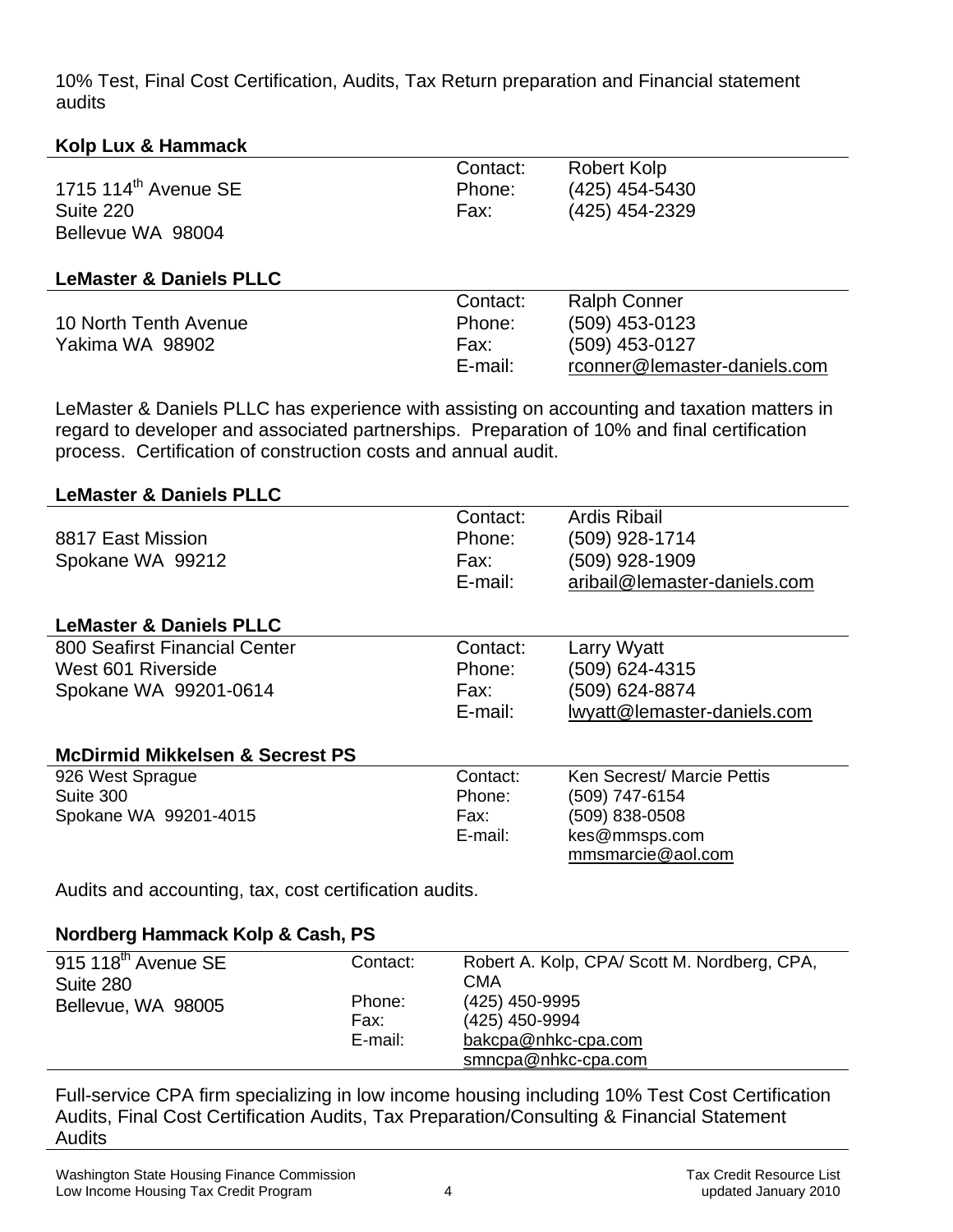10% Test, Final Cost Certification, Audits, Tax Return preparation and Financial statement audits

**Kolp Lux & Hammack**

| | | |
|---|---|---|
| 1715 114th Avenue SE | Contact: | Robert Kolp |
| Suite 220 | Phone: | (425) 454-5430 |
| Bellevue WA 98004 | Fax: | (425) 454-2329 |

**LeMaster & Daniels PLLC**

| | | |
|---|---|---|
| 10 North Tenth Avenue | Contact: | Ralph Conner |
| Yakima WA 98902 | Phone: | (509) 453-0123 |
| | Fax: | (509) 453-0127 |
| | E-mail: | rconner@lemaster-daniels.com |

LeMaster & Daniels PLLC has experience with assisting on accounting and taxation matters in regard to developer and associated partnerships. Preparation of 10% and final certification process. Certification of construction costs and annual audit.

**LeMaster & Daniels PLLC**

| | | |
|---|---|---|
| 8817 East Mission | Contact: | Ardis Ribail |
| Spokane WA 99212 | Phone: | (509) 928-1714 |
| | Fax: | (509) 928-1909 |
| | E-mail: | aribail@lemaster-daniels.com |

**LeMaster & Daniels PLLC**

| | | |
|---|---|---|
| 800 Seafirst Financial Center | Contact: | Larry Wyatt |
| West 601 Riverside | Phone: | (509) 624-4315 |
| Spokane WA 99201-0614 | Fax: | (509) 624-8874 |
| | E-mail: | lwyatt@lemaster-daniels.com |

**McDirmid Mikkelsen & Secrest PS**

| | | |
|---|---|---|
| 926 West Sprague | Contact: | Ken Secrest/ Marcie Pettis |
| Suite 300 | Phone: | (509) 747-6154 |
| Spokane WA 99201-4015 | Fax: | (509) 838-0508 |
| | E-mail: | kes@mmsps.com<br>mmsmarcie@aol.com |

Audits and accounting, tax, cost certification audits.

**Nordberg Hammack Kolp & Cash, PS**

| | | |
|---|---|---|
| 915 118th Avenue SE | Contact: | Robert A. Kolp, CPA/ Scott M. Nordberg, CPA, CMA |
| Suite 280 | Phone: | (425) 450-9995 |
| Bellevue, WA 98005 | Fax: | (425) 450-9994 |
| | E-mail: | bakcpa@nhkc-cpa.com<br>smncpa@nhkc-cpa.com |

Full-service CPA firm specializing in low income housing including 10% Test Cost Certification Audits, Final Cost Certification Audits, Tax Preparation/Consulting & Financial Statement Audits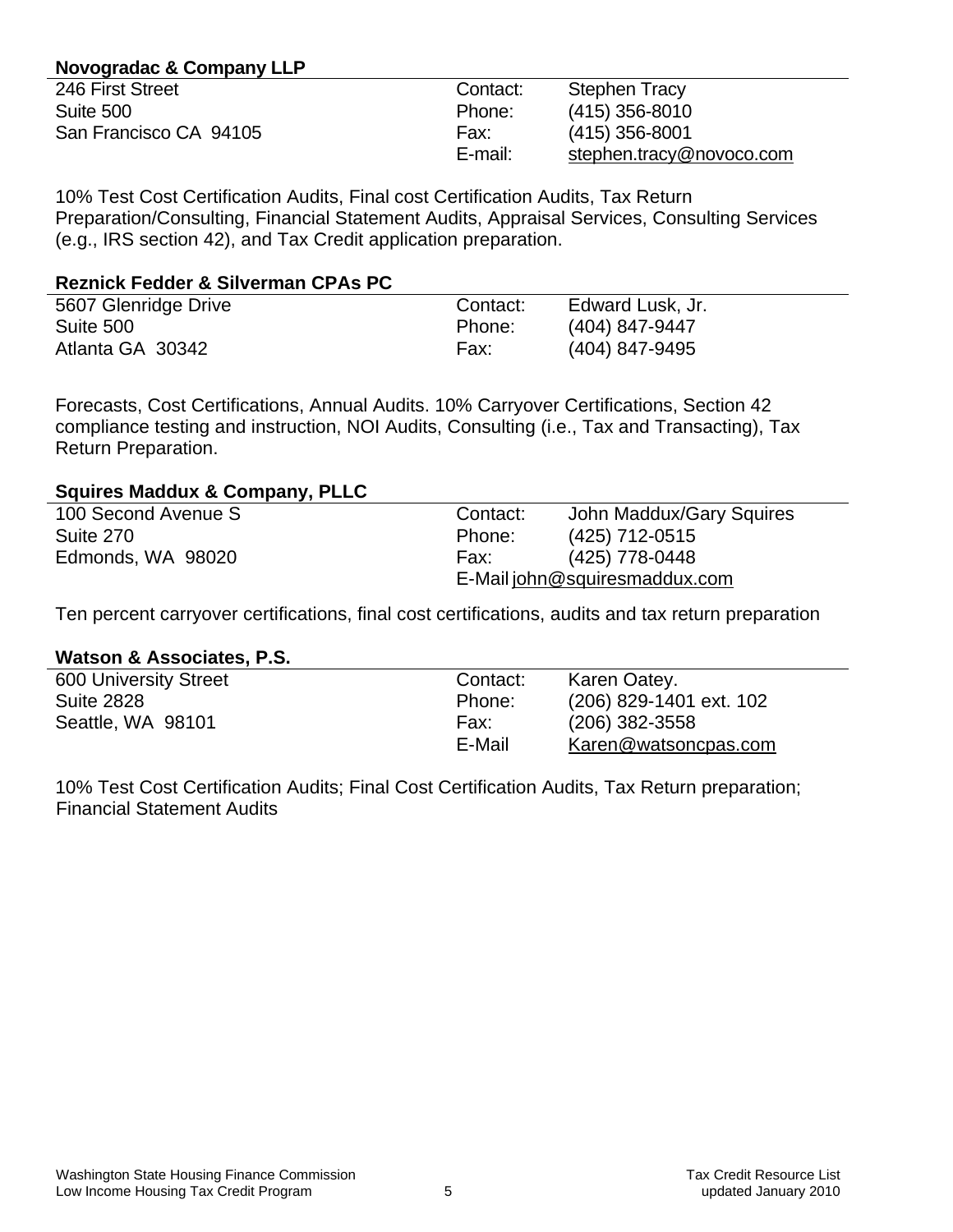### Novogradac & Company LLP

| | | |
|---|---|---|
| 246 First Street | Contact: | Stephen Tracy |
| Suite 500 | Phone: | (415) 356-8010 |
| San Francisco CA 94105 | Fax: | (415) 356-8001 |
| | E-mail: | stephen.tracy@novoco.com |

10% Test Cost Certification Audits, Final cost Certification Audits, Tax Return Preparation/Consulting, Financial Statement Audits, Appraisal Services, Consulting Services (e.g., IRS section 42), and Tax Credit application preparation.

### Reznick Fedder & Silverman CPAs PC

| | | |
|---|---|---|
| 5607 Glenridge Drive | Contact: | Edward Lusk, Jr. |
| Suite 500 | Phone: | (404) 847-9447 |
| Atlanta GA 30342 | Fax: | (404) 847-9495 |

Forecasts, Cost Certifications, Annual Audits. 10% Carryover Certifications, Section 42 compliance testing and instruction, NOI Audits, Consulting (i.e., Tax and Transacting), Tax Return Preparation.

### Squires Maddux & Company, PLLC

| | | |
|---|---|---|
| 100 Second Avenue S | Contact: | John Maddux/Gary Squires |
| Suite 270 | Phone: | (425) 712-0515 |
| Edmonds, WA 98020 | Fax: | (425) 778-0448 |
| | E-Mail | john@squiresmaddux.com |

Ten percent carryover certifications, final cost certifications, audits and tax return preparation

### Watson & Associates, P.S.

| | | |
|---|---|---|
| 600 University Street | Contact: | Karen Oatey. |
| Suite 2828 | Phone: | (206) 829-1401 ext. 102 |
| Seattle, WA 98101 | Fax: | (206) 382-3558 |
| | E-Mail | Karen@watsoncpas.com |

10% Test Cost Certification Audits; Final Cost Certification Audits, Tax Return preparation; Financial Statement Audits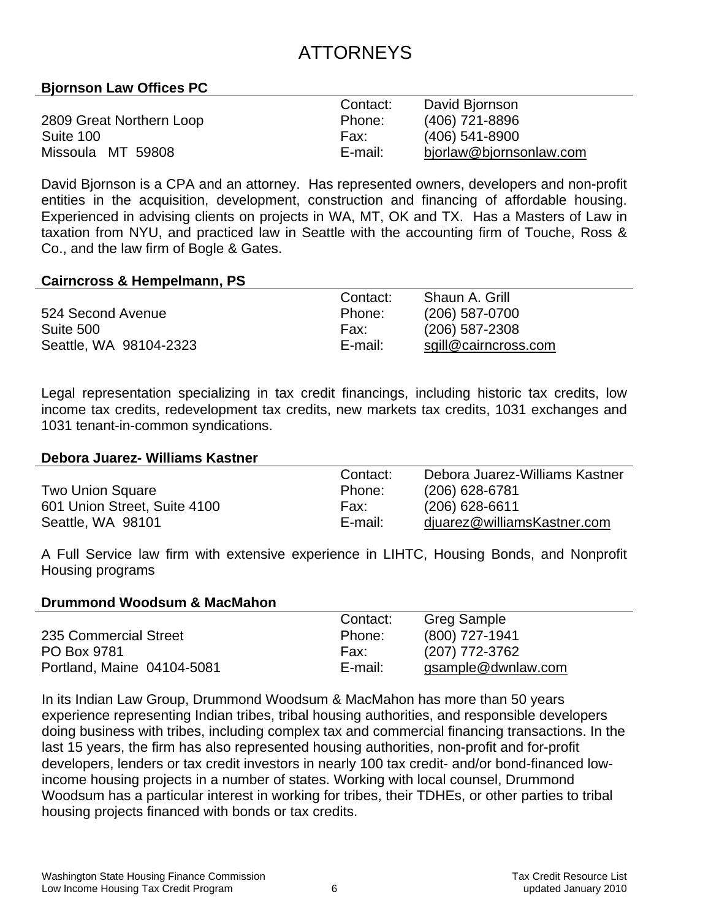# ATTORNEYS

## Bjornson Law Offices PC

| | | |
|---|---|---|
| | Contact: | David Bjornson |
| 2809 Great Northern Loop | Phone: | (406) 721-8896 |
| Suite 100 | Fax: | (406) 541-8900 |
| Missoula MT 59808 | E-mail: | bjorlaw@bjornsonlaw.com |

David Bjornson is a CPA and an attorney. Has represented owners, developers and non-profit entities in the acquisition, development, construction and financing of affordable housing. Experienced in advising clients on projects in WA, MT, OK and TX. Has a Masters of Law in taxation from NYU, and practiced law in Seattle with the accounting firm of Touche, Ross & Co., and the law firm of Bogle & Gates.

## Cairncross & Hempelmann, PS

| | | |
|---|---|---|
| | Contact: | Shaun A. Grill |
| 524 Second Avenue | Phone: | (206) 587-0700 |
| Suite 500 | Fax: | (206) 587-2308 |
| Seattle, WA 98104-2323 | E-mail: | sgill@cairncross.com |

Legal representation specializing in tax credit financings, including historic tax credits, low income tax credits, redevelopment tax credits, new markets tax credits, 1031 exchanges and 1031 tenant-in-common syndications.

## Debora Juarez- Williams Kastner

| | | |
|---|---|---|
| | Contact: | Debora Juarez-Williams Kastner |
| Two Union Square | Phone: | (206) 628-6781 |
| 601 Union Street, Suite 4100 | Fax: | (206) 628-6611 |
| Seattle, WA 98101 | E-mail: | djuarez@williamsKastner.com |

A Full Service law firm with extensive experience in LIHTC, Housing Bonds, and Nonprofit Housing programs

## Drummond Woodsum & MacMahon

| | | |
|---|---|---|
| | Contact: | Greg Sample |
| 235 Commercial Street | Phone: | (800) 727-1941 |
| PO Box 9781 | Fax: | (207) 772-3762 |
| Portland, Maine 04104-5081 | E-mail: | gsample@dwnlaw.com |

In its Indian Law Group, Drummond Woodsum & MacMahon has more than 50 years experience representing Indian tribes, tribal housing authorities, and responsible developers doing business with tribes, including complex tax and commercial financing transactions. In the last 15 years, the firm has also represented housing authorities, non-profit and for-profit developers, lenders or tax credit investors in nearly 100 tax credit- and/or bond-financed low-income housing projects in a number of states. Working with local counsel, Drummond Woodsum has a particular interest in working for tribes, their TDHEs, or other parties to tribal housing projects financed with bonds or tax credits.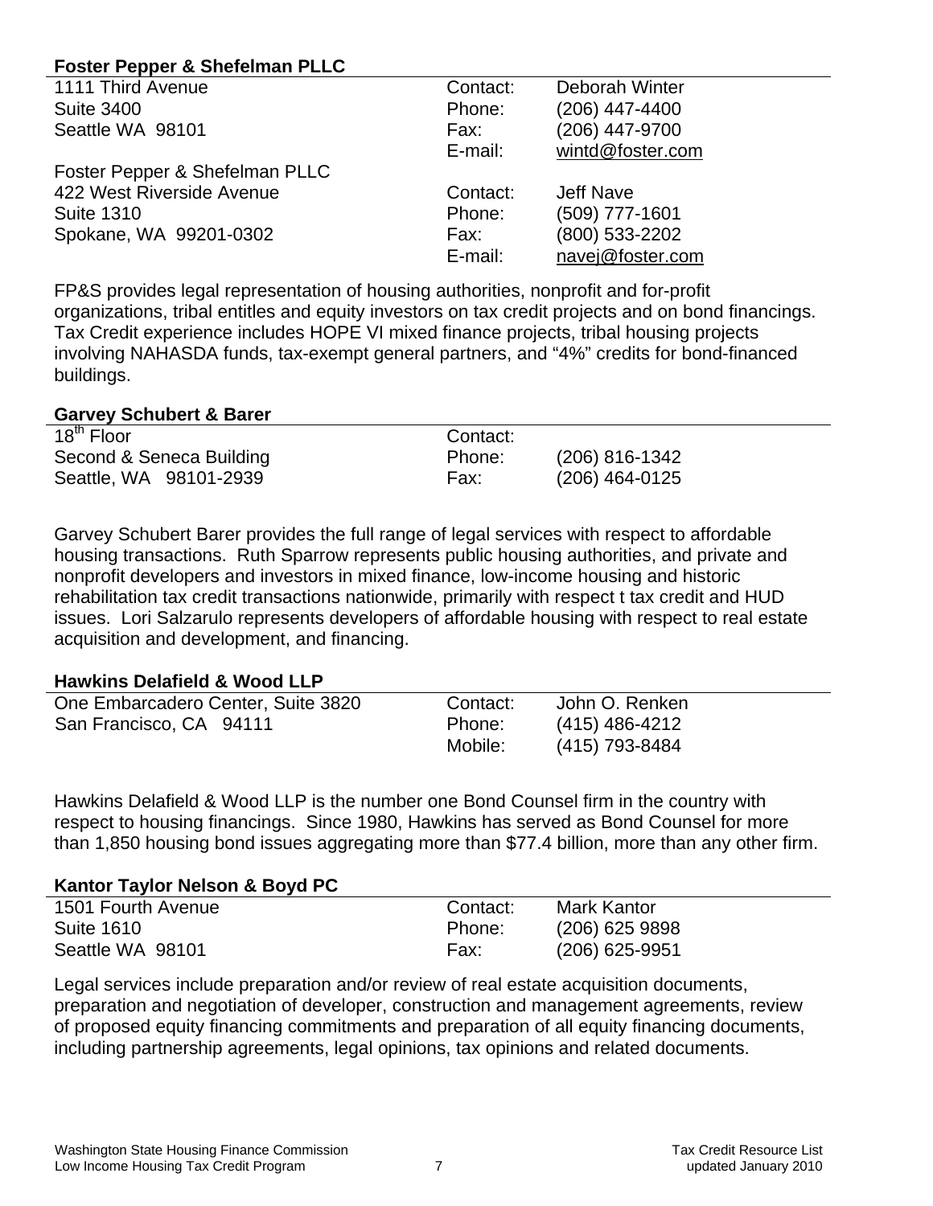**Foster Pepper & Shefelman PLLC**

| | | |
|---|---|---|
| 1111 Third Avenue | Contact: | Deborah Winter |
| Suite 3400 | Phone: | (206) 447-4400 |
| Seattle WA 98101 | Fax: | (206) 447-9700 |
| | E-mail: | wintd@foster.com |
| Foster Pepper & Shefelman PLLC | | |
| 422 West Riverside Avenue | Contact: | Jeff Nave |
| Suite 1310 | Phone: | (509) 777-1601 |
| Spokane, WA 99201-0302 | Fax: | (800) 533-2202 |
| | E-mail: | navej@foster.com |

FP&S provides legal representation of housing authorities, nonprofit and for-profit organizations, tribal entitles and equity investors on tax credit projects and on bond financings. Tax Credit experience includes HOPE VI mixed finance projects, tribal housing projects involving NAHASDA funds, tax-exempt general partners, and "4%" credits for bond-financed buildings.

**Garvey Schubert & Barer**

| | | |
|---|---|---|
| 18th Floor | Contact: | |
| Second & Seneca Building | Phone: | (206) 816-1342 |
| Seattle, WA 98101-2939 | Fax: | (206) 464-0125 |

Garvey Schubert Barer provides the full range of legal services with respect to affordable housing transactions. Ruth Sparrow represents public housing authorities, and private and nonprofit developers and investors in mixed finance, low-income housing and historic rehabilitation tax credit transactions nationwide, primarily with respect t tax credit and HUD issues. Lori Salzarulo represents developers of affordable housing with respect to real estate acquisition and development, and financing.

**Hawkins Delafield & Wood LLP**

| | | |
|---|---|---|
| One Embarcadero Center, Suite 3820 | Contact: | John O. Renken |
| San Francisco, CA 94111 | Phone: | (415) 486-4212 |
| | Mobile: | (415) 793-8484 |

Hawkins Delafield & Wood LLP is the number one Bond Counsel firm in the country with respect to housing financings. Since 1980, Hawkins has served as Bond Counsel for more than 1,850 housing bond issues aggregating more than $77.4 billion, more than any other firm.

**Kantor Taylor Nelson & Boyd PC**

| | | |
|---|---|---|
| 1501 Fourth Avenue | Contact: | Mark Kantor |
| Suite 1610 | Phone: | (206) 625 9898 |
| Seattle WA 98101 | Fax: | (206) 625-9951 |

Legal services include preparation and/or review of real estate acquisition documents, preparation and negotiation of developer, construction and management agreements, review of proposed equity financing commitments and preparation of all equity financing documents, including partnership agreements, legal opinions, tax opinions and related documents.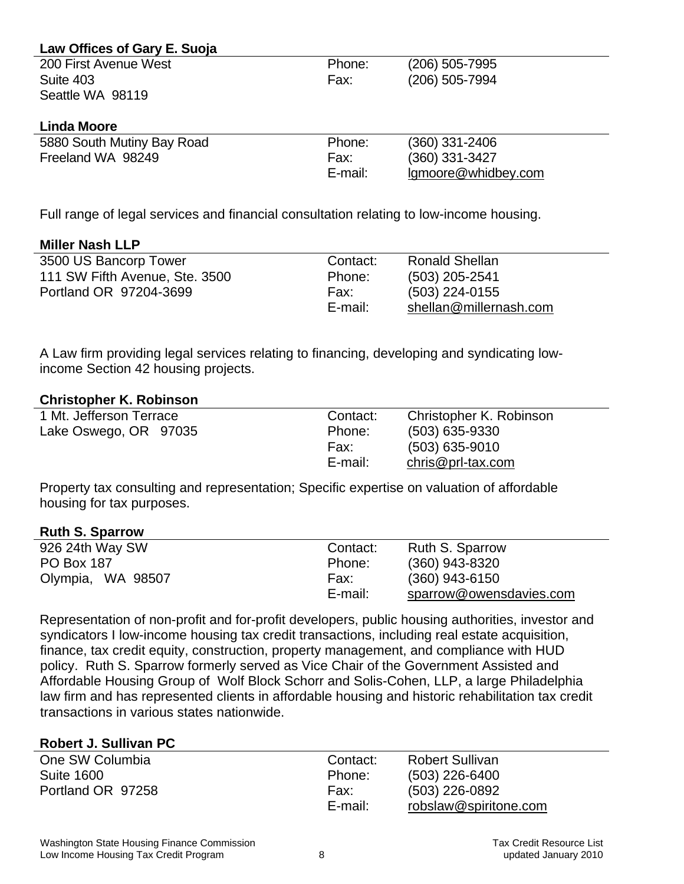**Law Offices of Gary E. Suoja**

| | | |
|---|---|---|
| 200 First Avenue West | Phone: | (206) 505-7995 |
| Suite 403 | Fax: | (206) 505-7994 |
| Seattle WA 98119 | | |

**Linda Moore**

| | | |
|---|---|---|
| 5880 South Mutiny Bay Road | Phone: | (360) 331-2406 |
| Freeland WA 98249 | Fax: | (360) 331-3427 |
| | E-mail: | lgmoore@whidbey.com |

Full range of legal services and financial consultation relating to low-income housing.

**Miller Nash LLP**

| | | |
|---|---|---|
| 3500 US Bancorp Tower | Contact: | Ronald Shellan |
| 111 SW Fifth Avenue, Ste. 3500 | Phone: | (503) 205-2541 |
| Portland OR 97204-3699 | Fax: | (503) 224-0155 |
| | E-mail: | shellan@millernash.com |

A Law firm providing legal services relating to financing, developing and syndicating low-income Section 42 housing projects.

**Christopher K. Robinson**

| | | |
|---|---|---|
| 1 Mt. Jefferson Terrace | Contact: | Christopher K. Robinson |
| Lake Oswego, OR 97035 | Phone: | (503) 635-9330 |
| | Fax: | (503) 635-9010 |
| | E-mail: | chris@prl-tax.com |

Property tax consulting and representation; Specific expertise on valuation of affordable housing for tax purposes.

**Ruth S. Sparrow**

| | | |
|---|---|---|
| 926 24th Way SW | Contact: | Ruth S. Sparrow |
| PO Box 187 | Phone: | (360) 943-8320 |
| Olympia, WA 98507 | Fax: | (360) 943-6150 |
| | E-mail: | sparrow@owensdavies.com |

Representation of non-profit and for-profit developers, public housing authorities, investor and syndicators I low-income housing tax credit transactions, including real estate acquisition, finance, tax credit equity, construction, property management, and compliance with HUD policy. Ruth S. Sparrow formerly served as Vice Chair of the Government Assisted and Affordable Housing Group of Wolf Block Schorr and Solis-Cohen, LLP, a large Philadelphia law firm and has represented clients in affordable housing and historic rehabilitation tax credit transactions in various states nationwide.

**Robert J. Sullivan PC**

| | | |
|---|---|---|
| One SW Columbia | Contact: | Robert Sullivan |
| Suite 1600 | Phone: | (503) 226-6400 |
| Portland OR 97258 | Fax: | (503) 226-0892 |
| | E-mail: | robslaw@spiritone.com |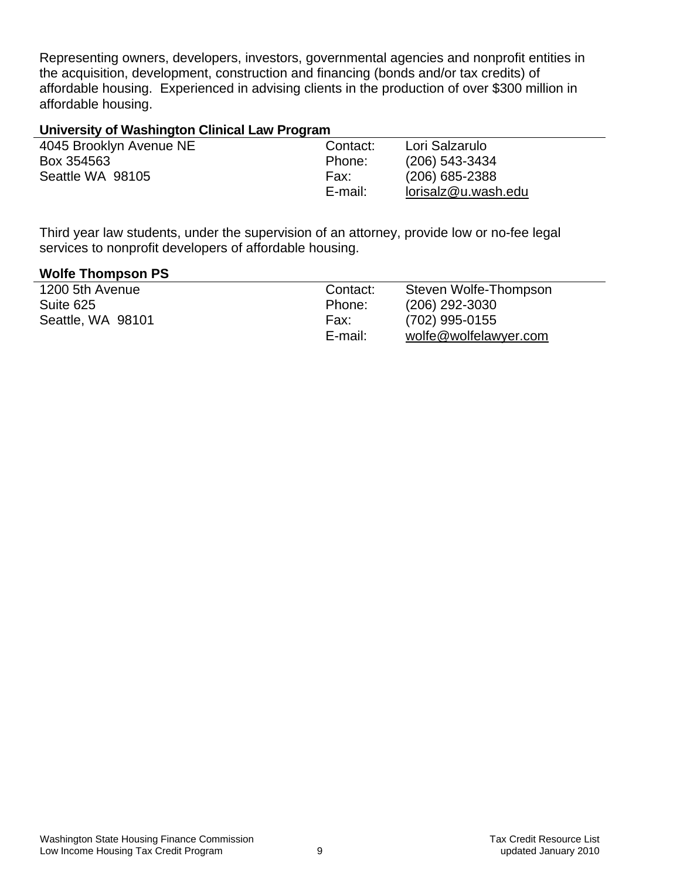Representing owners, developers, investors, governmental agencies and nonprofit entities in the acquisition, development, construction and financing (bonds and/or tax credits) of affordable housing. Experienced in advising clients in the production of over $300 million in affordable housing.

**University of Washington Clinical Law Program**

| | | |
|---|---|---|
| 4045 Brooklyn Avenue NE | Contact: | Lori Salzarulo |
| Box 354563 | Phone: | (206) 543-3434 |
| Seattle WA 98105 | Fax: | (206) 685-2388 |
| | E-mail: | lorisalz@u.wash.edu |

Third year law students, under the supervision of an attorney, provide low or no-fee legal services to nonprofit developers of affordable housing.

**Wolfe Thompson PS**

| | | |
|---|---|---|
| 1200 5th Avenue | Contact: | Steven Wolfe-Thompson |
| Suite 625 | Phone: | (206) 292-3030 |
| Seattle, WA 98101 | Fax: | (702) 995-0155 |
| | E-mail: | wolfe@wolfelawyer.com |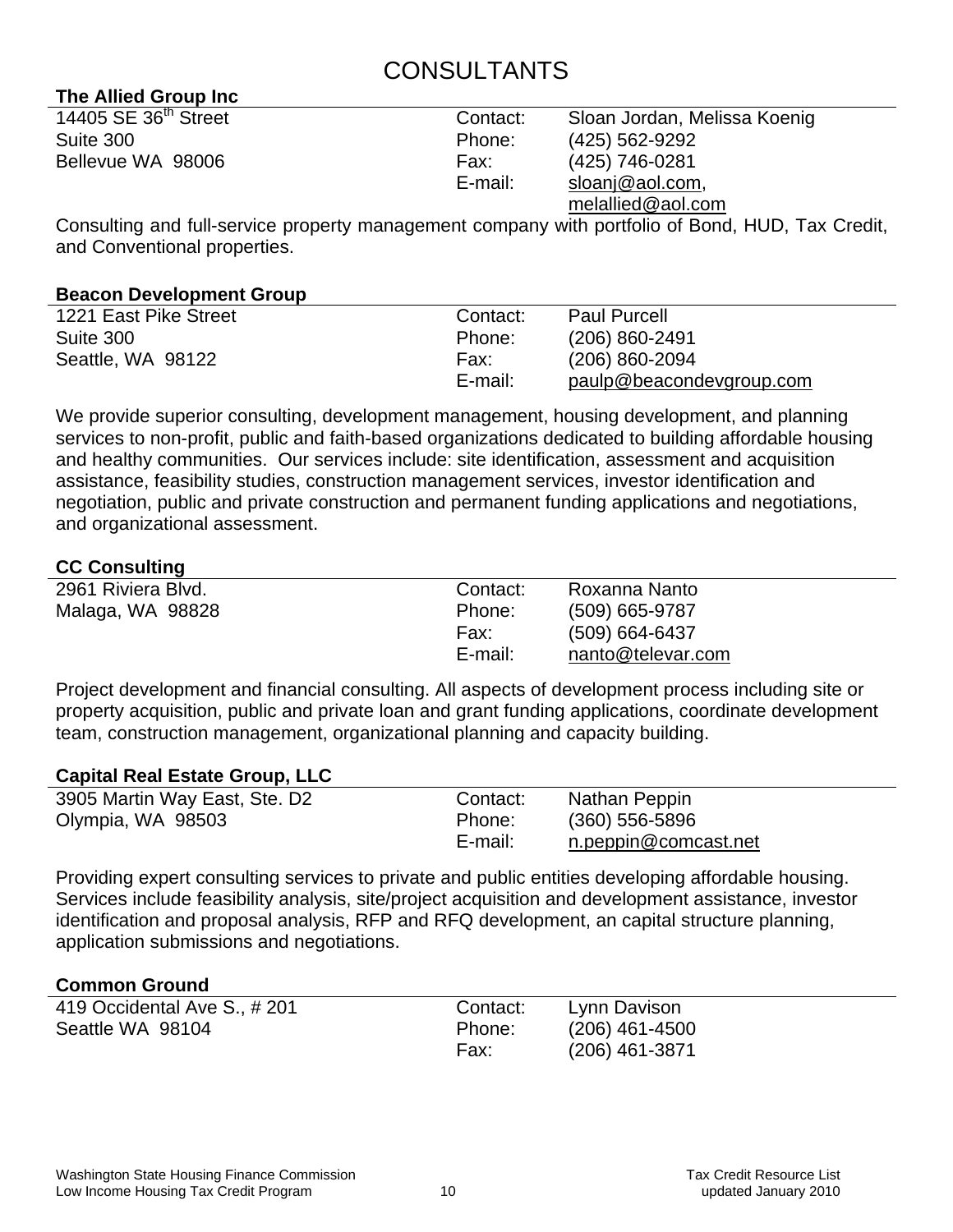# CONSULTANTS

### The Allied Group Inc

| | | |
|---|---|---|
| 14405 SE 36th Street | Contact: | Sloan Jordan, Melissa Koenig |
| Suite 300 | Phone: | (425) 562-9292 |
| Bellevue WA 98006 | Fax: | (425) 746-0281 |
| | E-mail: | sloanj@aol.com, melallied@aol.com |

Consulting and full-service property management company with portfolio of Bond, HUD, Tax Credit, and Conventional properties.

### Beacon Development Group

| | | |
|---|---|---|
| 1221 East Pike Street | Contact: | Paul Purcell |
| Suite 300 | Phone: | (206) 860-2491 |
| Seattle, WA 98122 | Fax: | (206) 860-2094 |
| | E-mail: | paulp@beacondevgroup.com |

We provide superior consulting, development management, housing development, and planning services to non-profit, public and faith-based organizations dedicated to building affordable housing and healthy communities. Our services include: site identification, assessment and acquisition assistance, feasibility studies, construction management services, investor identification and negotiation, public and private construction and permanent funding applications and negotiations, and organizational assessment.

### CC Consulting

| | | |
|---|---|---|
| 2961 Riviera Blvd. | Contact: | Roxanna Nanto |
| Malaga, WA 98828 | Phone: | (509) 665-9787 |
| | Fax: | (509) 664-6437 |
| | E-mail: | nanto@televar.com |

Project development and financial consulting. All aspects of development process including site or property acquisition, public and private loan and grant funding applications, coordinate development team, construction management, organizational planning and capacity building.

### Capital Real Estate Group, LLC

| | | |
|---|---|---|
| 3905 Martin Way East, Ste. D2 | Contact: | Nathan Peppin |
| Olympia, WA 98503 | Phone: | (360) 556-5896 |
| | E-mail: | n.peppin@comcast.net |

Providing expert consulting services to private and public entities developing affordable housing. Services include feasibility analysis, site/project acquisition and development assistance, investor identification and proposal analysis, RFP and RFQ development, an capital structure planning, application submissions and negotiations.

### Common Ground

| | | |
|---|---|---|
| 419 Occidental Ave S., # 201 | Contact: | Lynn Davison |
| Seattle WA 98104 | Phone: | (206) 461-4500 |
| | Fax: | (206) 461-3871 |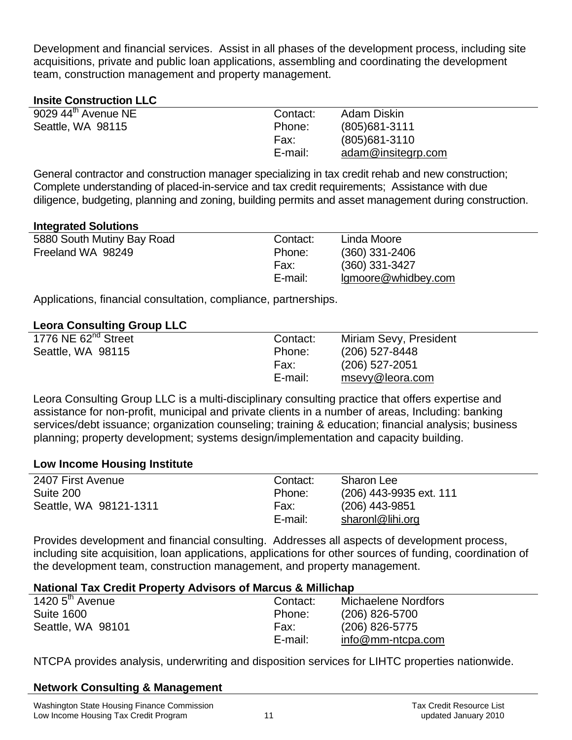Development and financial services. Assist in all phases of the development process, including site acquisitions, private and public loan applications, assembling and coordinating the development team, construction management and property management.

**Insite Construction LLC**

| | | |
|---|---|---|
| 9029 44th Avenue NE | Contact: | Adam Diskin |
| Seattle, WA 98115 | Phone: | (805)681-3111 |
| | Fax: | (805)681-3110 |
| | E-mail: | adam@insitegrp.com |

General contractor and construction manager specializing in tax credit rehab and new construction; Complete understanding of placed-in-service and tax credit requirements; Assistance with due diligence, budgeting, planning and zoning, building permits and asset management during construction.

**Integrated Solutions**

| | | |
|---|---|---|
| 5880 South Mutiny Bay Road | Contact: | Linda Moore |
| Freeland WA 98249 | Phone: | (360) 331-2406 |
| | Fax: | (360) 331-3427 |
| | E-mail: | lgmoore@whidbey.com |

Applications, financial consultation, compliance, partnerships.

**Leora Consulting Group LLC**

| | | |
|---|---|---|
| 1776 NE 62nd Street | Contact: | Miriam Sevy, President |
| Seattle, WA 98115 | Phone: | (206) 527-8448 |
| | Fax: | (206) 527-2051 |
| | E-mail: | msevy@leora.com |

Leora Consulting Group LLC is a multi-disciplinary consulting practice that offers expertise and assistance for non-profit, municipal and private clients in a number of areas, Including: banking services/debt issuance; organization counseling; training & education; financial analysis; business planning; property development; systems design/implementation and capacity building.

**Low Income Housing Institute**

| | | |
|---|---|---|
| 2407 First Avenue | Contact: | Sharon Lee |
| Suite 200 | Phone: | (206) 443-9935 ext. 111 |
| Seattle, WA 98121-1311 | Fax: | (206) 443-9851 |
| | E-mail: | sharonl@lihi.org |

Provides development and financial consulting. Addresses all aspects of development process, including site acquisition, loan applications, applications for other sources of funding, coordination of the development team, construction management, and property management.

**National Tax Credit Property Advisors of Marcus & Millichap**

| | | |
|---|---|---|
| 1420 5th Avenue | Contact: | Michaelene Nordfors |
| Suite 1600 | Phone: | (206) 826-5700 |
| Seattle, WA 98101 | Fax: | (206) 826-5775 |
| | E-mail: | info@mm-ntcpa.com |

NTCPA provides analysis, underwriting and disposition services for LIHTC properties nationwide.

**Network Consulting & Management**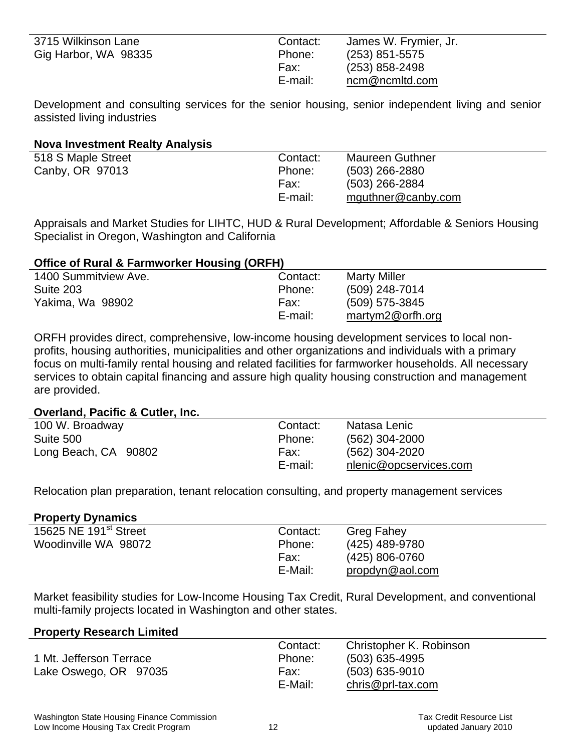| 3715 Wilkinson Lane<br>Gig Harbor, WA 98335 | Contact:<br>Phone:<br>Fax:<br>E-mail: | James W. Frymier, Jr.<br>(253) 851-5575<br>(253) 858-2498<br>ncm@ncmltd.com |
|---|---|---|

Development and consulting services for the senior housing, senior independent living and senior assisted living industries

**Nova Investment Realty Analysis**

| 518 S Maple Street<br>Canby, OR 97013 | Contact:<br>Phone:<br>Fax:<br>E-mail: | Maureen Guthner<br>(503) 266-2880<br>(503) 266-2884<br>mguthner@canby.com |
|---|---|---|

Appraisals and Market Studies for LIHTC, HUD & Rural Development; Affordable & Seniors Housing Specialist in Oregon, Washington and California

**Office of Rural & Farmworker Housing (ORFH)**

| 1400 Summitview Ave.<br>Suite 203<br>Yakima, Wa 98902 | Contact:<br>Phone:<br>Fax:<br>E-mail: | Marty Miller<br>(509) 248-7014<br>(509) 575-3845<br>martym2@orfh.org |
|---|---|---|

ORFH provides direct, comprehensive, low-income housing development services to local non-profits, housing authorities, municipalities and other organizations and individuals with a primary focus on multi-family rental housing and related facilities for farmworker households. All necessary services to obtain capital financing and assure high quality housing construction and management are provided.

**Overland, Pacific & Cutler, Inc.**

| 100 W. Broadway<br>Suite 500<br>Long Beach, CA 90802 | Contact:<br>Phone:<br>Fax:<br>E-mail: | Natasa Lenic<br>(562) 304-2000<br>(562) 304-2020<br>nlenic@opcservices.com |
|---|---|---|

Relocation plan preparation, tenant relocation consulting, and property management services

**Property Dynamics**

| 15625 NE 191st Street<br>Woodinville WA 98072 | Contact:<br>Phone:<br>Fax:<br>E-Mail: | Greg Fahey<br>(425) 489-9780<br>(425) 806-0760<br>propdyn@aol.com |
|---|---|---|

Market feasibility studies for Low-Income Housing Tax Credit, Rural Development, and conventional multi-family projects located in Washington and other states.

**Property Research Limited**

| 1 Mt. Jefferson Terrace<br>Lake Oswego, OR 97035 | Contact:<br>Phone:<br>Fax:<br>E-Mail: | Christopher K. Robinson<br>(503) 635-4995<br>(503) 635-9010<br>chris@prl-tax.com |
|---|---|---|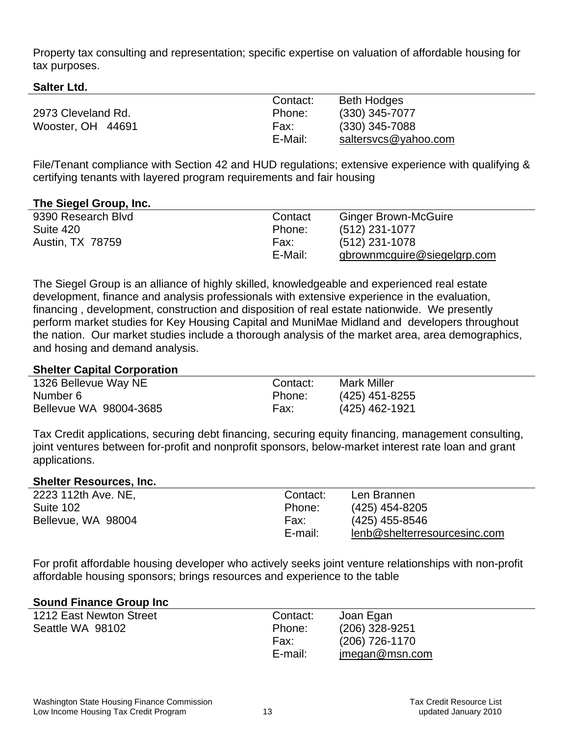Property tax consulting and representation; specific expertise on valuation of affordable housing for tax purposes.

**Salter Ltd.**

| | | |
|---|---|---|
| | Contact: | Beth Hodges |
| 2973 Cleveland Rd. | Phone: | (330) 345-7077 |
| Wooster, OH 44691 | Fax: | (330) 345-7088 |
| | E-Mail: | saltersvcs@yahoo.com |

File/Tenant compliance with Section 42 and HUD regulations; extensive experience with qualifying & certifying tenants with layered program requirements and fair housing

**The Siegel Group, Inc.**

| | | |
|---|---|---|
| 9390 Research Blvd | Contact | Ginger Brown-McGuire |
| Suite 420 | Phone: | (512) 231-1077 |
| Austin, TX 78759 | Fax: | (512) 231-1078 |
| | E-Mail: | gbrownmcguire@siegelgrp.com |

The Siegel Group is an alliance of highly skilled, knowledgeable and experienced real estate development, finance and analysis professionals with extensive experience in the evaluation, financing , development, construction and disposition of real estate nationwide. We presently perform market studies for Key Housing Capital and MuniMae Midland and developers throughout the nation. Our market studies include a thorough analysis of the market area, area demographics, and hosing and demand analysis.

**Shelter Capital Corporation**

| | | |
|---|---|---|
| 1326 Bellevue Way NE | Contact: | Mark Miller |
| Number 6 | Phone: | (425) 451-8255 |
| Bellevue WA 98004-3685 | Fax: | (425) 462-1921 |

Tax Credit applications, securing debt financing, securing equity financing, management consulting, joint ventures between for-profit and nonprofit sponsors, below-market interest rate loan and grant applications.

**Shelter Resources, Inc.**

| | | |
|---|---|---|
| 2223 112th Ave. NE, | Contact: | Len Brannen |
| Suite 102 | Phone: | (425) 454-8205 |
| Bellevue, WA 98004 | Fax: | (425) 455-8546 |
| | E-mail: | lenb@shelterresourcesinc.com |

For profit affordable housing developer who actively seeks joint venture relationships with non-profit affordable housing sponsors; brings resources and experience to the table

**Sound Finance Group Inc**

| | | |
|---|---|---|
| 1212 East Newton Street | Contact: | Joan Egan |
| Seattle WA 98102 | Phone: | (206) 328-9251 |
| | Fax: | (206) 726-1170 |
| | E-mail: | jmegan@msn.com |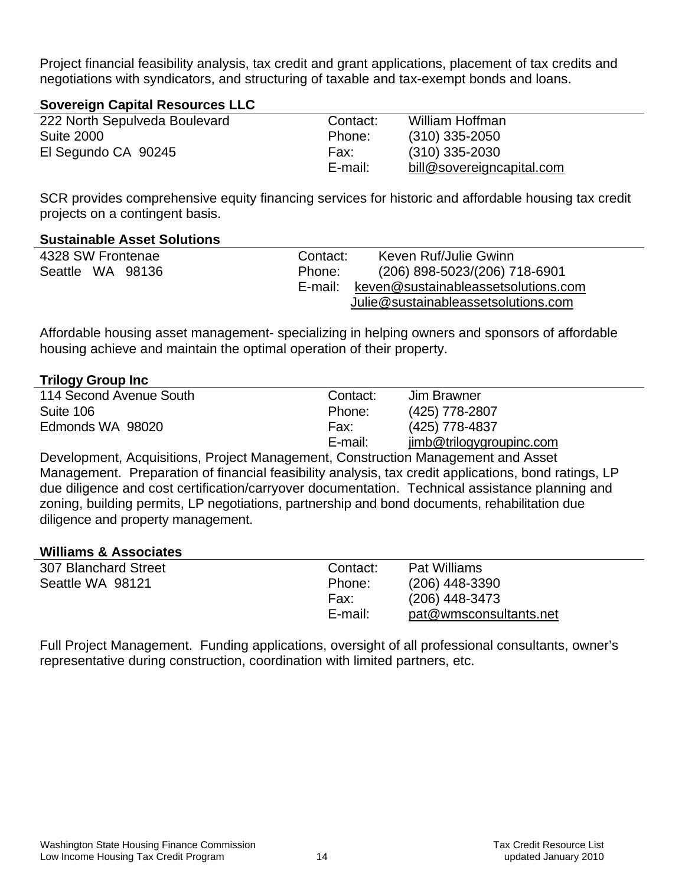Project financial feasibility analysis, tax credit and grant applications, placement of tax credits and negotiations with syndicators, and structuring of taxable and tax-exempt bonds and loans.

**Sovereign Capital Resources LLC**

| | | |
|---|---|---|
| 222 North Sepulveda Boulevard | Contact: | William Hoffman |
| Suite 2000 | Phone: | (310) 335-2050 |
| El Segundo CA 90245 | Fax: | (310) 335-2030 |
| | E-mail: | bill@sovereigncapital.com |

SCR provides comprehensive equity financing services for historic and affordable housing tax credit projects on a contingent basis.

**Sustainable Asset Solutions**

| | | |
|---|---|---|
| 4328 SW Frontenae | Contact: | Keven Ruf/Julie Gwinn |
| Seattle WA 98136 | Phone: | (206) 898-5023/(206) 718-6901 |
| | E-mail: | keven@sustainableassetsolutions.com |
| | | Julie@sustainableassetsolutions.com |

Affordable housing asset management- specializing in helping owners and sponsors of affordable housing achieve and maintain the optimal operation of their property.

**Trilogy Group Inc**

| | | |
|---|---|---|
| 114 Second Avenue South | Contact: | Jim Brawner |
| Suite 106 | Phone: | (425) 778-2807 |
| Edmonds WA 98020 | Fax: | (425) 778-4837 |
| | E-mail: | jimb@trilogygroupinc.com |

Development, Acquisitions, Project Management, Construction Management and Asset Management. Preparation of financial feasibility analysis, tax credit applications, bond ratings, LP due diligence and cost certification/carryover documentation. Technical assistance planning and zoning, building permits, LP negotiations, partnership and bond documents, rehabilitation due diligence and property management.

**Williams & Associates**

| | | |
|---|---|---|
| 307 Blanchard Street | Contact: | Pat Williams |
| Seattle WA 98121 | Phone: | (206) 448-3390 |
| | Fax: | (206) 448-3473 |
| | E-mail: | pat@wmsconsultants.net |

Full Project Management. Funding applications, oversight of all professional consultants, owner's representative during construction, coordination with limited partners, etc.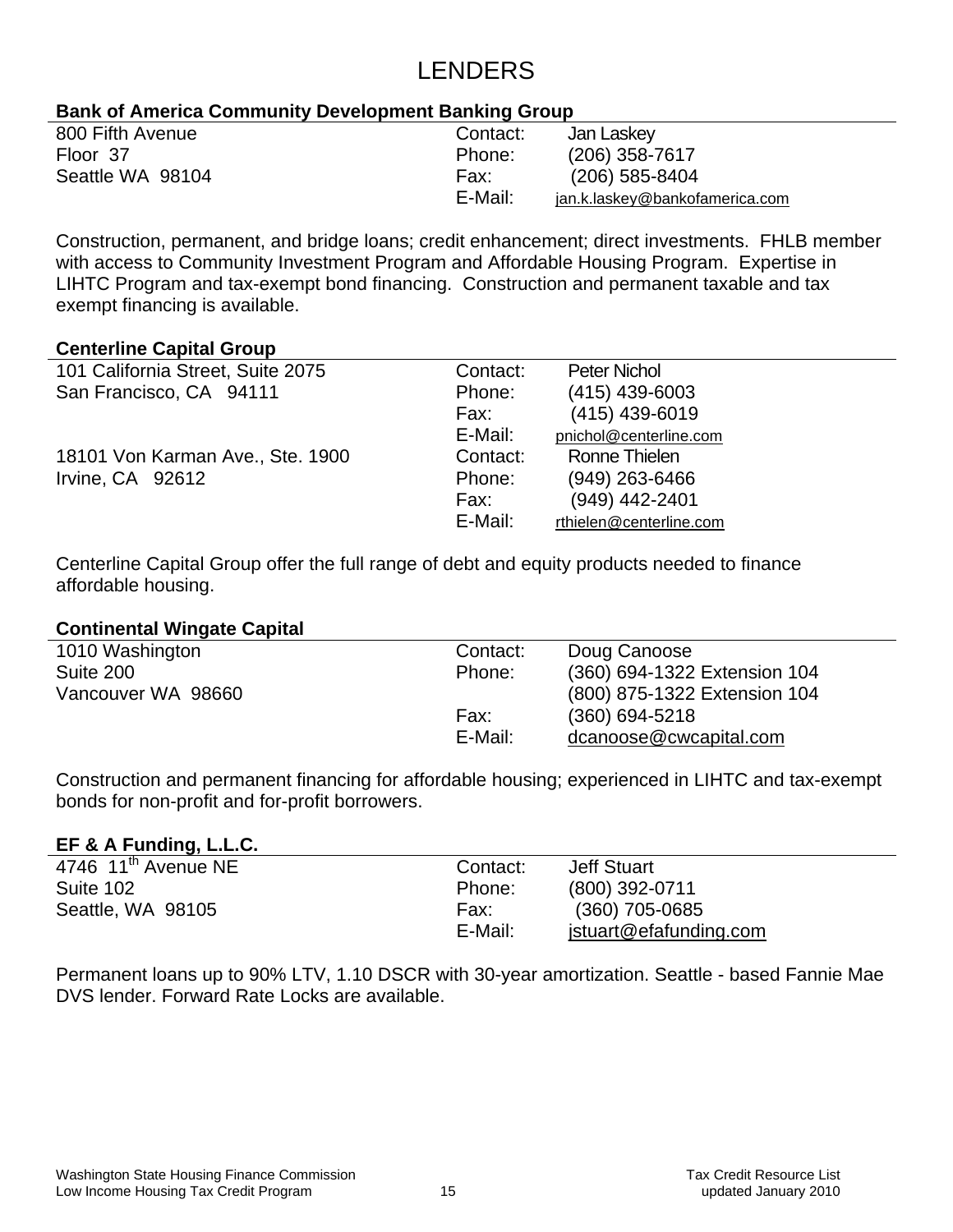# LENDERS

### Bank of America Community Development Banking Group

800 Fifth Avenue
Floor 37
Seattle WA 98104

Contact: Jan Laskey
Phone: (206) 358-7617
Fax: (206) 585-8404
E-Mail: jan.k.laskey@bankofamerica.com

Construction, permanent, and bridge loans; credit enhancement; direct investments. FHLB member with access to Community Investment Program and Affordable Housing Program. Expertise in LIHTC Program and tax-exempt bond financing. Construction and permanent taxable and tax exempt financing is available.

### Centerline Capital Group

101 California Street, Suite 2075
San Francisco, CA 94111

Contact: Peter Nichol
Phone: (415) 439-6003
Fax: (415) 439-6019
E-Mail: pnichol@centerline.com

18101 Von Karman Ave., Ste. 1900
Irvine, CA 92612

Contact: Ronne Thielen
Phone: (949) 263-6466
Fax: (949) 442-2401
E-Mail: rthielen@centerline.com

Centerline Capital Group offer the full range of debt and equity products needed to finance affordable housing.

### Continental Wingate Capital

1010 Washington
Suite 200
Vancouver WA 98660

Contact: Doug Canoose
Phone: (360) 694-1322 Extension 104
(800) 875-1322 Extension 104
Fax: (360) 694-5218
E-Mail: dcanoose@cwcapital.com

Construction and permanent financing for affordable housing; experienced in LIHTC and tax-exempt bonds for non-profit and for-profit borrowers.

### EF & A Funding, L.L.C.

4746 11th Avenue NE
Suite 102
Seattle, WA 98105

Contact: Jeff Stuart
Phone: (800) 392-0711
Fax: (360) 705-0685
E-Mail: jstuart@efafunding.com

Permanent loans up to 90% LTV, 1.10 DSCR with 30-year amortization. Seattle - based Fannie Mae DVS lender. Forward Rate Locks are available.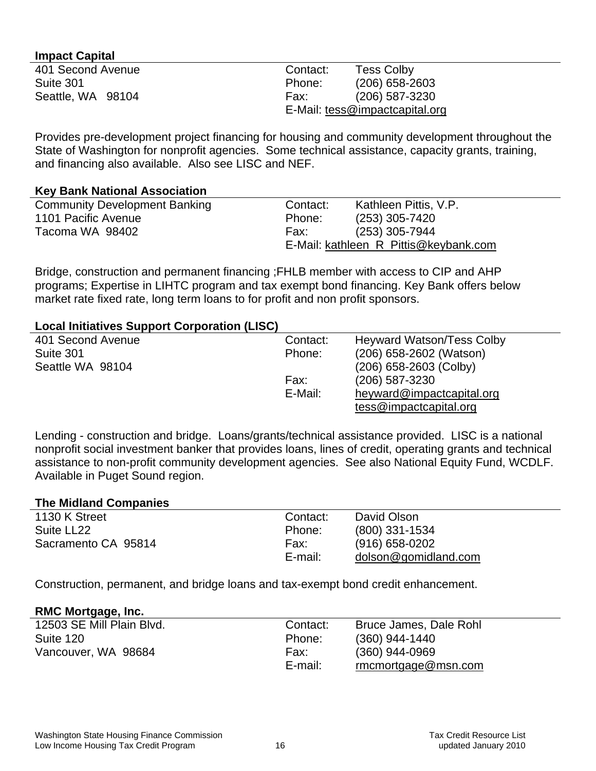**Impact Capital**

| | | |
|---|---|---|
| 401 Second Avenue | Contact: | Tess Colby |
| Suite 301 | Phone: | (206) 658-2603 |
| Seattle, WA 98104 | Fax: | (206) 587-3230 |
| | E-Mail: | tess@impactcapital.org |

Provides pre-development project financing for housing and community development throughout the State of Washington for nonprofit agencies. Some technical assistance, capacity grants, training, and financing also available. Also see LISC and NEF.

**Key Bank National Association**

| | | |
|---|---|---|
| Community Development Banking | Contact: | Kathleen Pittis, V.P. |
| 1101 Pacific Avenue | Phone: | (253) 305-7420 |
| Tacoma WA 98402 | Fax: | (253) 305-7944 |
| | E-Mail: | kathleen_R_Pittis@keybank.com |

Bridge, construction and permanent financing ;FHLB member with access to CIP and AHP programs; Expertise in LIHTC program and tax exempt bond financing. Key Bank offers below market rate fixed rate, long term loans to for profit and non profit sponsors.

**Local Initiatives Support Corporation (LISC)**

| | | |
|---|---|---|
| 401 Second Avenue | Contact: | Heyward Watson/Tess Colby |
| Suite 301 | Phone: | (206) 658-2602 (Watson) |
| Seattle WA 98104 | | (206) 658-2603 (Colby) |
| | Fax: | (206) 587-3230 |
| | E-Mail: | heyward@impactcapital.org |
| | | tess@impactcapital.org |

Lending - construction and bridge. Loans/grants/technical assistance provided. LISC is a national nonprofit social investment banker that provides loans, lines of credit, operating grants and technical assistance to non-profit community development agencies. See also National Equity Fund, WCDLF. Available in Puget Sound region.

**The Midland Companies**

| | | |
|---|---|---|
| 1130 K Street | Contact: | David Olson |
| Suite LL22 | Phone: | (800) 331-1534 |
| Sacramento CA 95814 | Fax: | (916) 658-0202 |
| | E-mail: | dolson@gomidland.com |

Construction, permanent, and bridge loans and tax-exempt bond credit enhancement.

**RMC Mortgage, Inc.**

| | | |
|---|---|---|
| 12503 SE Mill Plain Blvd. | Contact: | Bruce James, Dale Rohl |
| Suite 120 | Phone: | (360) 944-1440 |
| Vancouver, WA 98684 | Fax: | (360) 944-0969 |
| | E-mail: | rmcmortgage@msn.com |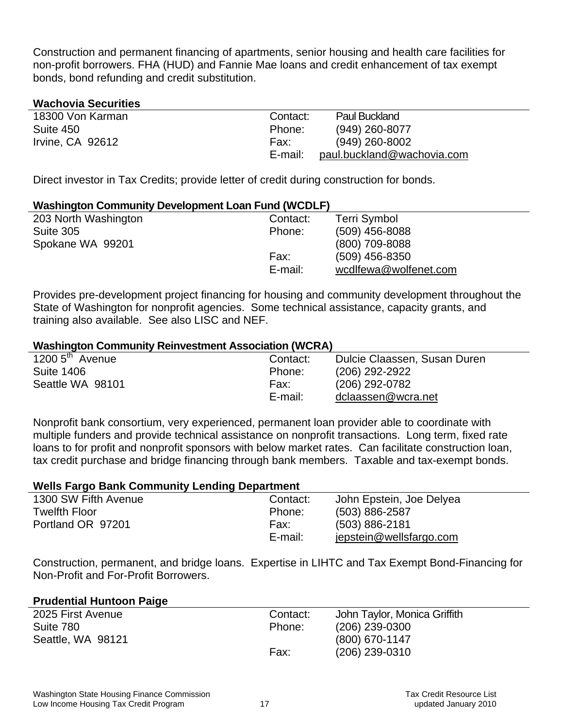Construction and permanent financing of apartments, senior housing and health care facilities for non-profit borrowers. FHA (HUD) and Fannie Mae loans and credit enhancement of tax exempt bonds, bond refunding and credit substitution.

**Wachovia Securities**

| | | |
|---|---|---|
| 18300 Von Karman | Contact: | Paul Buckland |
| Suite 450 | Phone: | (949) 260-8077 |
| Irvine, CA 92612 | Fax: | (949) 260-8002 |
| | E-mail: | paul.buckland@wachovia.com |

Direct investor in Tax Credits; provide letter of credit during construction for bonds.

**Washington Community Development Loan Fund (WCDLF)**

| | | |
|---|---|---|
| 203 North Washington | Contact: | Terri Symbol |
| Suite 305 | Phone: | (509) 456-8088 |
| Spokane WA 99201 | | (800) 709-8088 |
| | Fax: | (509) 456-8350 |
| | E-mail: | wcdlfewa@wolfenet.com |

Provides pre-development project financing for housing and community development throughout the State of Washington for nonprofit agencies. Some technical assistance, capacity grants, and training also available. See also LISC and NEF.

**Washington Community Reinvestment Association (WCRA)**

| | | |
|---|---|---|
| 1200 5th Avenue | Contact: | Dulcie Claassen, Susan Duren |
| Suite 1406 | Phone: | (206) 292-2922 |
| Seattle WA 98101 | Fax: | (206) 292-0782 |
| | E-mail: | dclaassen@wcra.net |

Nonprofit bank consortium, very experienced, permanent loan provider able to coordinate with multiple funders and provide technical assistance on nonprofit transactions. Long term, fixed rate loans to for profit and nonprofit sponsors with below market rates. Can facilitate construction loan, tax credit purchase and bridge financing through bank members. Taxable and tax-exempt bonds.

**Wells Fargo Bank Community Lending Department**

| | | |
|---|---|---|
| 1300 SW Fifth Avenue | Contact: | John Epstein, Joe Delyea |
| Twelfth Floor | Phone: | (503) 886-2587 |
| Portland OR 97201 | Fax: | (503) 886-2181 |
| | E-mail: | jepstein@wellsfargo.com |

Construction, permanent, and bridge loans. Expertise in LIHTC and Tax Exempt Bond-Financing for Non-Profit and For-Profit Borrowers.

**Prudential Huntoon Paige**

| | | |
|---|---|---|
| 2025 First Avenue | Contact: | John Taylor, Monica Griffith |
| Suite 780 | Phone: | (206) 239-0300 |
| Seattle, WA 98121 | | (800) 670-1147 |
| | Fax: | (206) 239-0310 |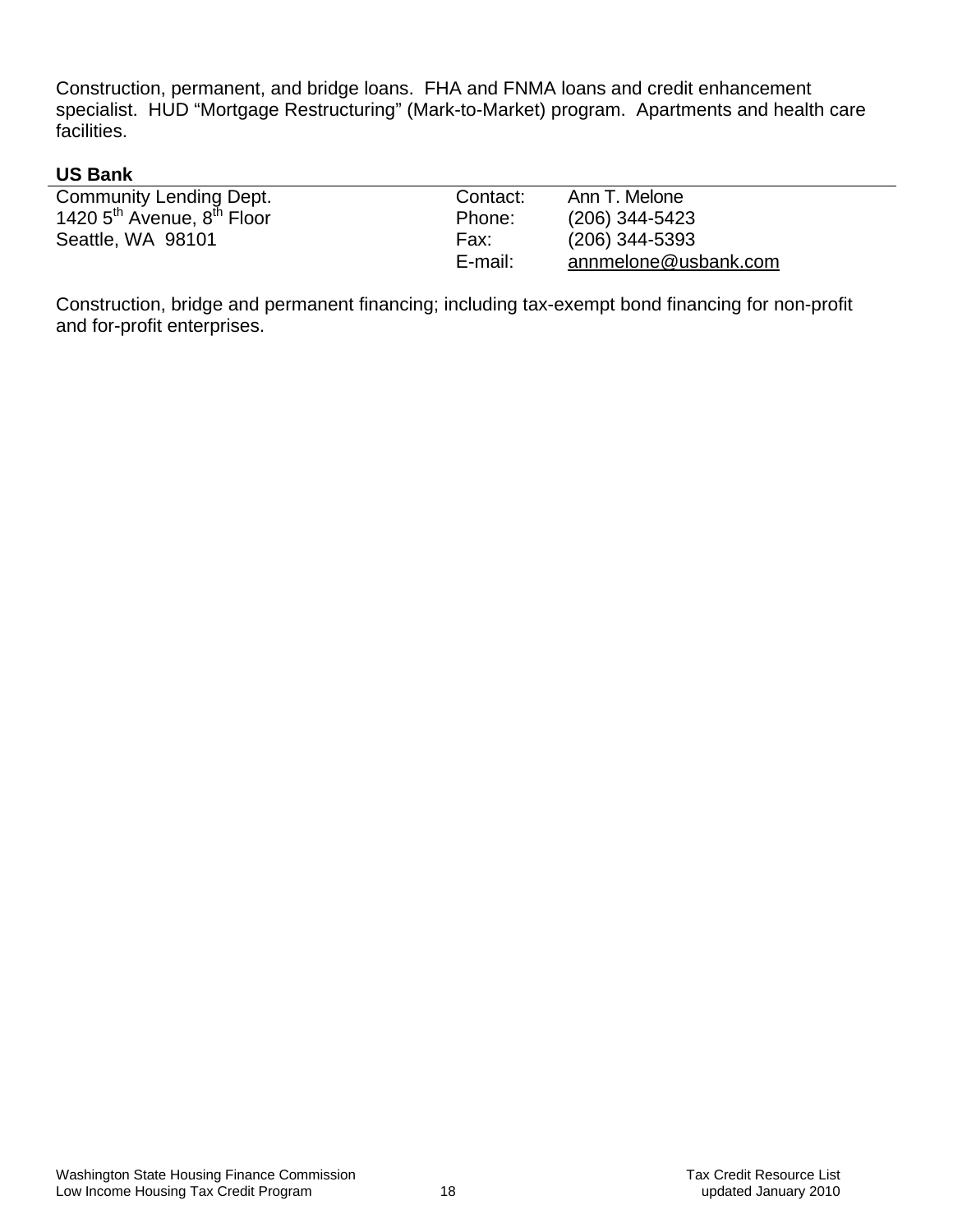Construction, permanent, and bridge loans. FHA and FNMA loans and credit enhancement specialist. HUD "Mortgage Restructuring" (Mark-to-Market) program. Apartments and health care facilities.

**US Bank**

| | | |
|---|---|---|
| Community Lending Dept. | Contact: | Ann T. Melone |
| 1420 5th Avenue, 8th Floor | Phone: | (206) 344-5423 |
| Seattle, WA 98101 | Fax: | (206) 344-5393 |
| | E-mail: | annmelone@usbank.com |

Construction, bridge and permanent financing; including tax-exempt bond financing for non-profit and for-profit enterprises.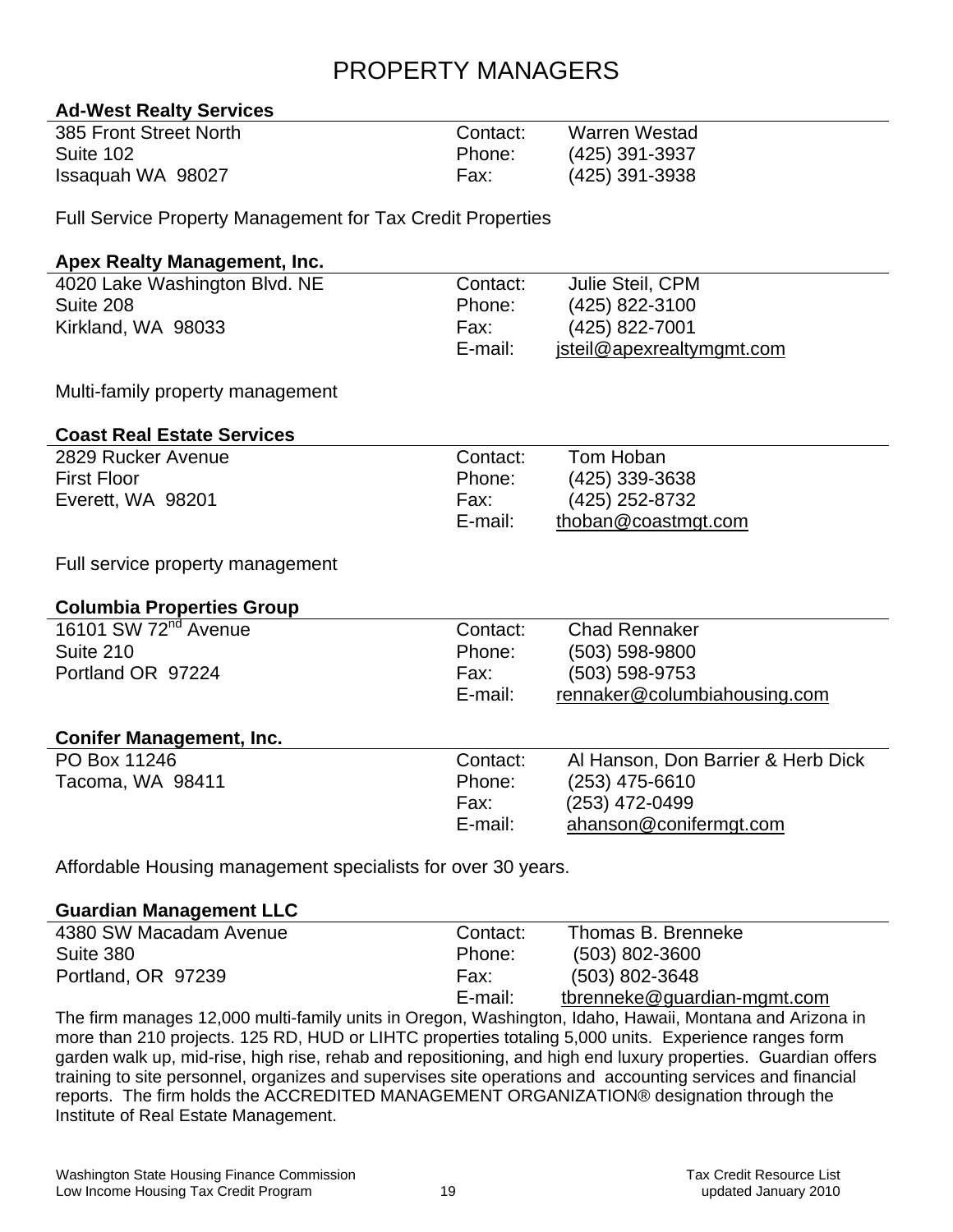# PROPERTY MANAGERS

### Ad-West Realty Services

| | | |
|---|---|---|
| 385 Front Street North | Contact: | Warren Westad |
| Suite 102 | Phone: | (425) 391-3937 |
| Issaquah WA 98027 | Fax: | (425) 391-3938 |

Full Service Property Management for Tax Credit Properties

### Apex Realty Management, Inc.

| | | |
|---|---|---|
| 4020 Lake Washington Blvd. NE | Contact: | Julie Steil, CPM |
| Suite 208 | Phone: | (425) 822-3100 |
| Kirkland, WA 98033 | Fax: | (425) 822-7001 |
| | E-mail: | jsteil@apexrealtymgmt.com |

Multi-family property management

### Coast Real Estate Services

| | | |
|---|---|---|
| 2829 Rucker Avenue | Contact: | Tom Hoban |
| First Floor | Phone: | (425) 339-3638 |
| Everett, WA 98201 | Fax: | (425) 252-8732 |
| | E-mail: | thoban@coastmgt.com |

Full service property management

### Columbia Properties Group

| | | |
|---|---|---|
| 16101 SW 72nd Avenue | Contact: | Chad Rennaker |
| Suite 210 | Phone: | (503) 598-9800 |
| Portland OR 97224 | Fax: | (503) 598-9753 |
| | E-mail: | rennaker@columbiahousing.com |

### Conifer Management, Inc.

| | | |
|---|---|---|
| PO Box 11246 | Contact: | Al Hanson, Don Barrier & Herb Dick |
| Tacoma, WA 98411 | Phone: | (253) 475-6610 |
| | Fax: | (253) 472-0499 |
| | E-mail: | ahanson@conifermgt.com |

Affordable Housing management specialists for over 30 years.

### Guardian Management LLC

| | | |
|---|---|---|
| 4380 SW Macadam Avenue | Contact: | Thomas B. Brenneke |
| Suite 380 | Phone: | (503) 802-3600 |
| Portland, OR 97239 | Fax: | (503) 802-3648 |
| | E-mail: | tbrenneke@guardian-mgmt.com |

The firm manages 12,000 multi-family units in Oregon, Washington, Idaho, Hawaii, Montana and Arizona in more than 210 projects. 125 RD, HUD or LIHTC properties totaling 5,000 units. Experience ranges form garden walk up, mid-rise, high rise, rehab and repositioning, and high end luxury properties. Guardian offers training to site personnel, organizes and supervises site operations and accounting services and financial reports. The firm holds the ACCREDITED MANAGEMENT ORGANIZATION® designation through the Institute of Real Estate Management.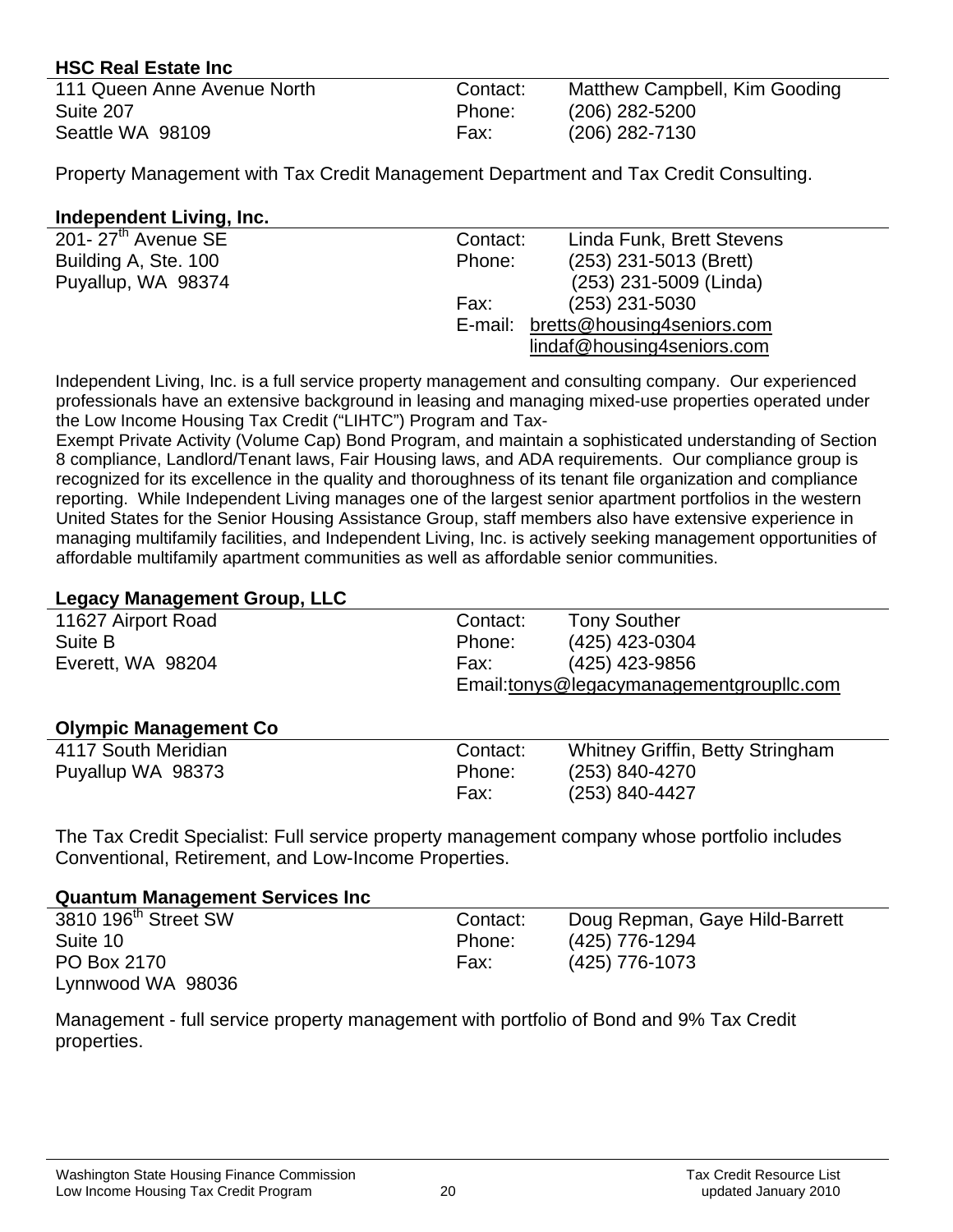**HSC Real Estate Inc**

| | | |
|---|---|---|
| 111 Queen Anne Avenue North | Contact: | Matthew Campbell, Kim Gooding |
| Suite 207 | Phone: | (206) 282-5200 |
| Seattle WA 98109 | Fax: | (206) 282-7130 |

Property Management with Tax Credit Management Department and Tax Credit Consulting.

**Independent Living, Inc.**

| | | |
|---|---|---|
| 201- 27th Avenue SE | Contact: | Linda Funk, Brett Stevens |
| Building A, Ste. 100 | Phone: | (253) 231-5013 (Brett) |
| Puyallup, WA 98374 | | (253) 231-5009 (Linda) |
| | Fax: | (253) 231-5030 |
| | E-mail: | bretts@housing4seniors.com |
| | | lindaf@housing4seniors.com |

Independent Living, Inc. is a full service property management and consulting company. Our experienced professionals have an extensive background in leasing and managing mixed-use properties operated under the Low Income Housing Tax Credit ("LIHTC") Program and Tax-Exempt Private Activity (Volume Cap) Bond Program, and maintain a sophisticated understanding of Section 8 compliance, Landlord/Tenant laws, Fair Housing laws, and ADA requirements. Our compliance group is recognized for its excellence in the quality and thoroughness of its tenant file organization and compliance reporting. While Independent Living manages one of the largest senior apartment portfolios in the western United States for the Senior Housing Assistance Group, staff members also have extensive experience in managing multifamily facilities, and Independent Living, Inc. is actively seeking management opportunities of affordable multifamily apartment communities as well as affordable senior communities.

**Legacy Management Group, LLC**

| | | |
|---|---|---|
| 11627 Airport Road | Contact: | Tony Souther |
| Suite B | Phone: | (425) 423-0304 |
| Everett, WA 98204 | Fax: | (425) 423-9856 |
| | Email: | tonys@legacymanagementgroupllc.com |

**Olympic Management Co**

| | | |
|---|---|---|
| 4117 South Meridian | Contact: | Whitney Griffin, Betty Stringham |
| Puyallup WA 98373 | Phone: | (253) 840-4270 |
| | Fax: | (253) 840-4427 |

The Tax Credit Specialist: Full service property management company whose portfolio includes Conventional, Retirement, and Low-Income Properties.

**Quantum Management Services Inc**

| | | |
|---|---|---|
| 3810 196th Street SW | Contact: | Doug Repman, Gaye Hild-Barrett |
| Suite 10 | Phone: | (425) 776-1294 |
| PO Box 2170 | Fax: | (425) 776-1073 |
| Lynnwood WA 98036 | | |

Management - full service property management with portfolio of Bond and 9% Tax Credit properties.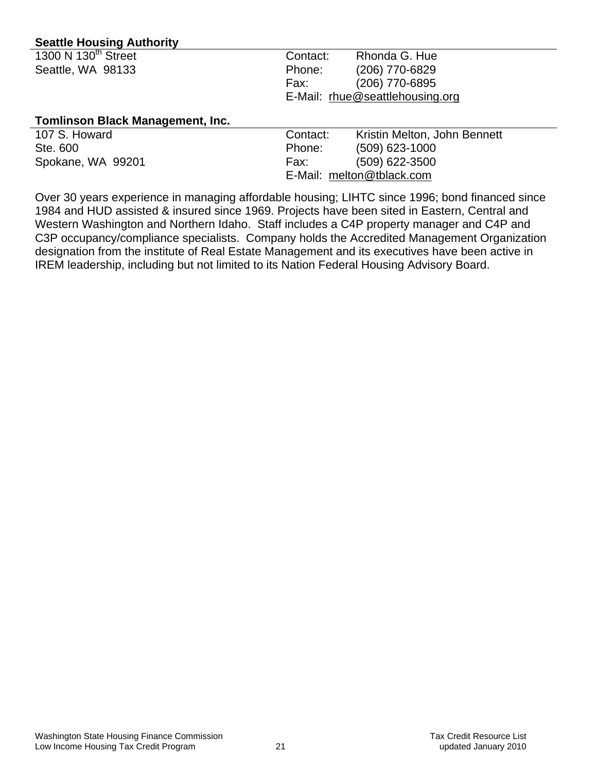**Seattle Housing Authority**

1300 N 130th Street
Seattle, WA 98133

Contact: Rhonda G. Hue
Phone: (206) 770-6829
Fax: (206) 770-6895
E-Mail: rhue@seattlehousing.org

**Tomlinson Black Management, Inc.**

107 S. Howard
Ste. 600
Spokane, WA 99201

Contact: Kristin Melton, John Bennett
Phone: (509) 623-1000
Fax: (509) 622-3500
E-Mail: melton@tblack.com

Over 30 years experience in managing affordable housing; LIHTC since 1996; bond financed since 1984 and HUD assisted & insured since 1969. Projects have been sited in Eastern, Central and Western Washington and Northern Idaho. Staff includes a C4P property manager and C4P and C3P occupancy/compliance specialists. Company holds the Accredited Management Organization designation from the institute of Real Estate Management and its executives have been active in IREM leadership, including but not limited to its Nation Federal Housing Advisory Board.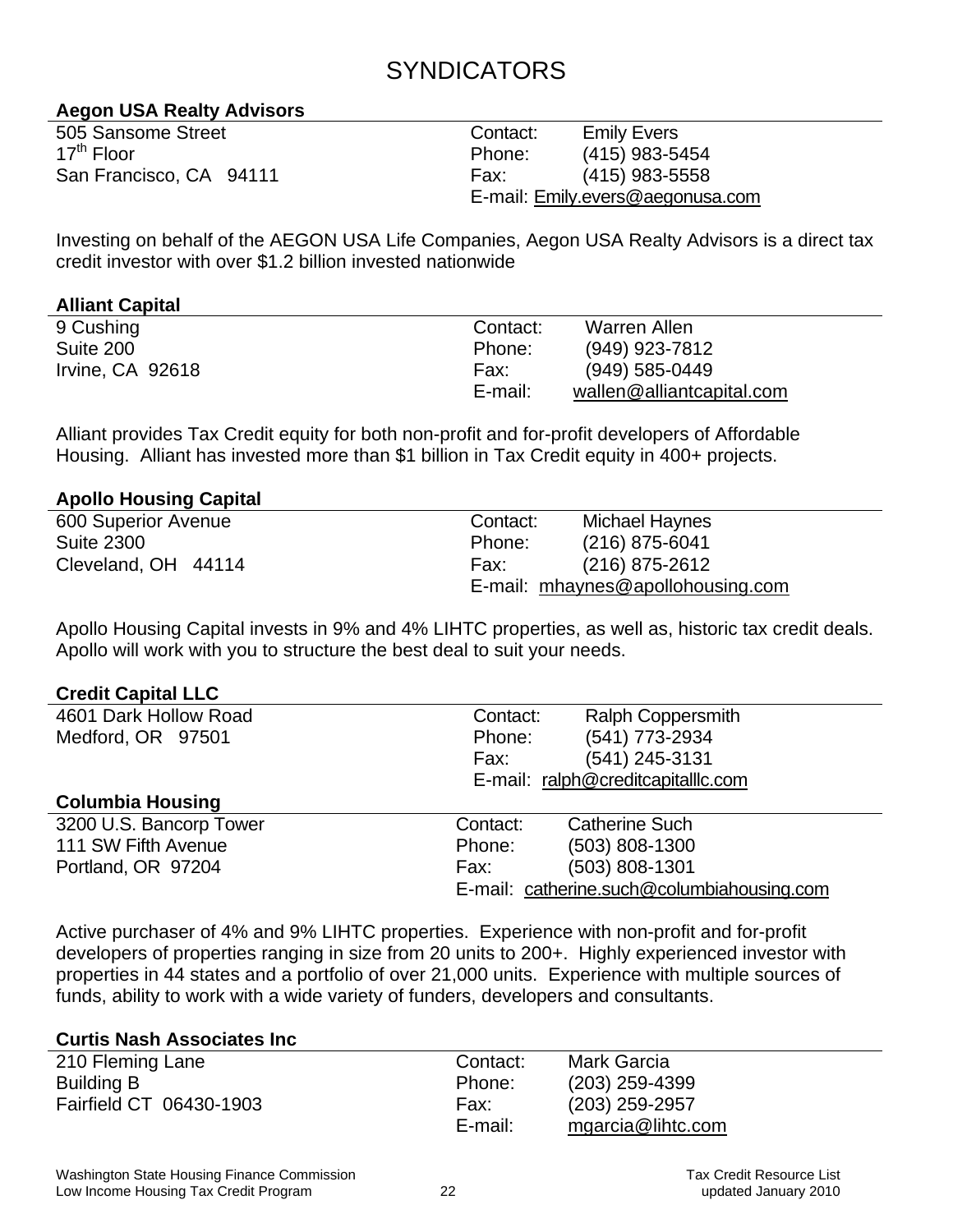# SYNDICATORS

### Aegon USA Realty Advisors

505 Sansome Street
17th Floor
San Francisco, CA 94111

Contact: Emily Evers
Phone: (415) 983-5454
Fax: (415) 983-5558
E-mail: Emily.evers@aegonusa.com

Investing on behalf of the AEGON USA Life Companies, Aegon USA Realty Advisors is a direct tax credit investor with over $1.2 billion invested nationwide

### Alliant Capital

9 Cushing
Suite 200
Irvine, CA 92618

Contact: Warren Allen
Phone: (949) 923-7812
Fax: (949) 585-0449
E-mail: wallen@alliantcapital.com

Alliant provides Tax Credit equity for both non-profit and for-profit developers of Affordable Housing. Alliant has invested more than $1 billion in Tax Credit equity in 400+ projects.

### Apollo Housing Capital

600 Superior Avenue
Suite 2300
Cleveland, OH 44114

Contact: Michael Haynes
Phone: (216) 875-6041
Fax: (216) 875-2612
E-mail: mhaynes@apollohousing.com

Apollo Housing Capital invests in 9% and 4% LIHTC properties, as well as, historic tax credit deals. Apollo will work with you to structure the best deal to suit your needs.

### Credit Capital LLC

4601 Dark Hollow Road
Medford, OR 97501

Contact: Ralph Coppersmith
Phone: (541) 773-2934
Fax: (541) 245-3131
E-mail: ralph@creditcapitalllc.com

### Columbia Housing

3200 U.S. Bancorp Tower
111 SW Fifth Avenue
Portland, OR 97204

Contact: Catherine Such
Phone: (503) 808-1300
Fax: (503) 808-1301
E-mail: catherine.such@columbiahousing.com

Active purchaser of 4% and 9% LIHTC properties. Experience with non-profit and for-profit developers of properties ranging in size from 20 units to 200+. Highly experienced investor with properties in 44 states and a portfolio of over 21,000 units. Experience with multiple sources of funds, ability to work with a wide variety of funders, developers and consultants.

### Curtis Nash Associates Inc

210 Fleming Lane
Building B
Fairfield CT 06430-1903

Contact: Mark Garcia
Phone: (203) 259-4399
Fax: (203) 259-2957
E-mail: mgarcia@lihtc.com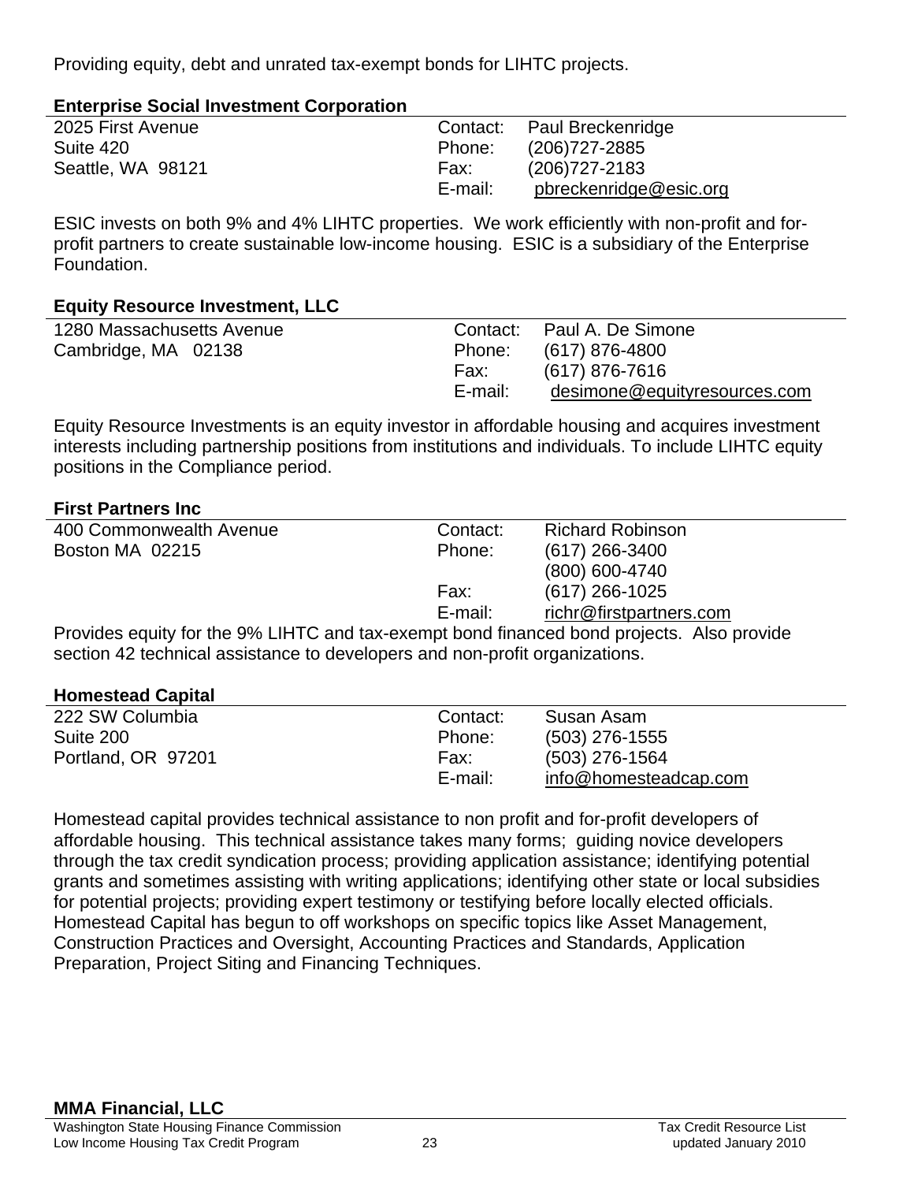Providing equity, debt and unrated tax-exempt bonds for LIHTC projects.

**Enterprise Social Investment Corporation**

| | | |
|---|---|---|
| 2025 First Avenue | Contact: | Paul Breckenridge |
| Suite 420 | Phone: | (206)727-2885 |
| Seattle, WA 98121 | Fax: | (206)727-2183 |
| | E-mail: | pbreckenridge@esic.org |

ESIC invests on both 9% and 4% LIHTC properties. We work efficiently with non-profit and for-profit partners to create sustainable low-income housing. ESIC is a subsidiary of the Enterprise Foundation.

**Equity Resource Investment, LLC**

| | | |
|---|---|---|
| 1280 Massachusetts Avenue | Contact: | Paul A. De Simone |
| Cambridge, MA 02138 | Phone: | (617) 876-4800 |
| | Fax: | (617) 876-7616 |
| | E-mail: | desimone@equityresources.com |

Equity Resource Investments is an equity investor in affordable housing and acquires investment interests including partnership positions from institutions and individuals. To include LIHTC equity positions in the Compliance period.

**First Partners Inc**

| | | |
|---|---|---|
| 400 Commonwealth Avenue | Contact: | Richard Robinson |
| Boston MA 02215 | Phone: | (617) 266-3400 |
| | | (800) 600-4740 |
| | Fax: | (617) 266-1025 |
| | E-mail: | richr@firstpartners.com |

Provides equity for the 9% LIHTC and tax-exempt bond financed bond projects. Also provide section 42 technical assistance to developers and non-profit organizations.

**Homestead Capital**

| | | |
|---|---|---|
| 222 SW Columbia | Contact: | Susan Asam |
| Suite 200 | Phone: | (503) 276-1555 |
| Portland, OR 97201 | Fax: | (503) 276-1564 |
| | E-mail: | info@homesteadcap.com |

Homestead capital provides technical assistance to non profit and for-profit developers of affordable housing. This technical assistance takes many forms; guiding novice developers through the tax credit syndication process; providing application assistance; identifying potential grants and sometimes assisting with writing applications; identifying other state or local subsidies for potential projects; providing expert testimony or testifying before locally elected officials. Homestead Capital has begun to off workshops on specific topics like Asset Management, Construction Practices and Oversight, Accounting Practices and Standards, Application Preparation, Project Siting and Financing Techniques.

**MMA Financial, LLC**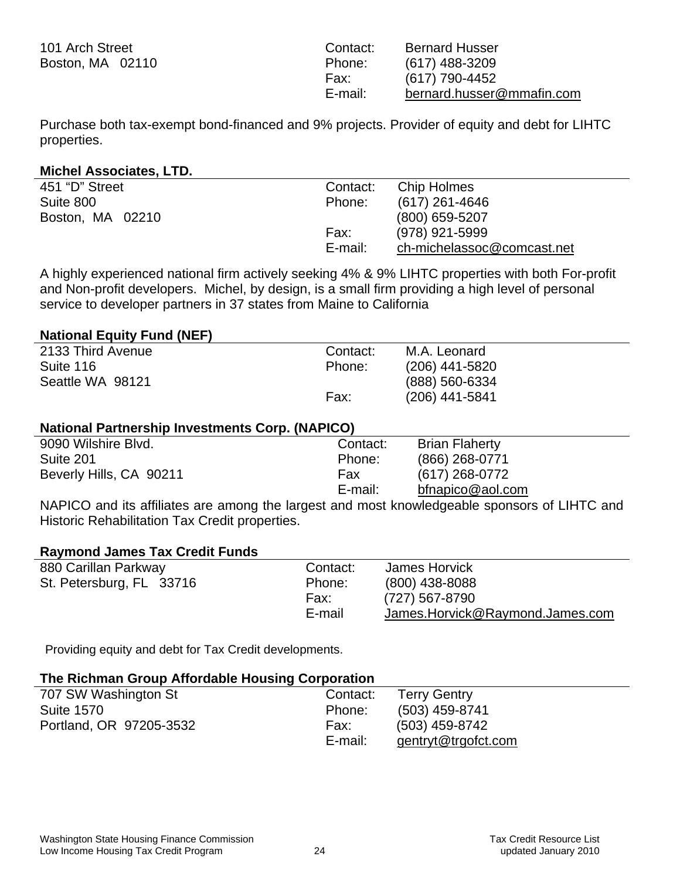101 Arch Street
Boston, MA 02110

Contact: Bernard Husser
Phone: (617) 488-3209
Fax: (617) 790-4452
E-mail: bernard.husser@mmafin.com

Purchase both tax-exempt bond-financed and 9% projects. Provider of equity and debt for LIHTC properties.

**Michel Associates, LTD.**

451 "D" Street
Suite 800
Boston, MA 02210

Contact: Chip Holmes
Phone: (617) 261-4646
(800) 659-5207
Fax: (978) 921-5999
E-mail: ch-michelassoc@comcast.net

A highly experienced national firm actively seeking 4% & 9% LIHTC properties with both For-profit and Non-profit developers. Michel, by design, is a small firm providing a high level of personal service to developer partners in 37 states from Maine to California

**National Equity Fund (NEF)**

2133 Third Avenue
Suite 116
Seattle WA 98121

Contact: M.A. Leonard
Phone: (206) 441-5820
(888) 560-6334
Fax: (206) 441-5841

**National Partnership Investments Corp. (NAPICO)**

9090 Wilshire Blvd.
Suite 201
Beverly Hills, CA 90211

Contact: Brian Flaherty
Phone: (866) 268-0771
Fax (617) 268-0772
E-mail: bfnapico@aol.com

NAPICO and its affiliates are among the largest and most knowledgeable sponsors of LIHTC and Historic Rehabilitation Tax Credit properties.

**Raymond James Tax Credit Funds**

880 Carillan Parkway
St. Petersburg, FL 33716

Contact: James Horvick
Phone: (800) 438-8088
Fax: (727) 567-8790
E-mail James.Horvick@Raymond.James.com

Providing equity and debt for Tax Credit developments.

**The Richman Group Affordable Housing Corporation**

707 SW Washington St
Suite 1570
Portland, OR 97205-3532

Contact: Terry Gentry
Phone: (503) 459-8741
Fax: (503) 459-8742
E-mail: gentryt@trgofct.com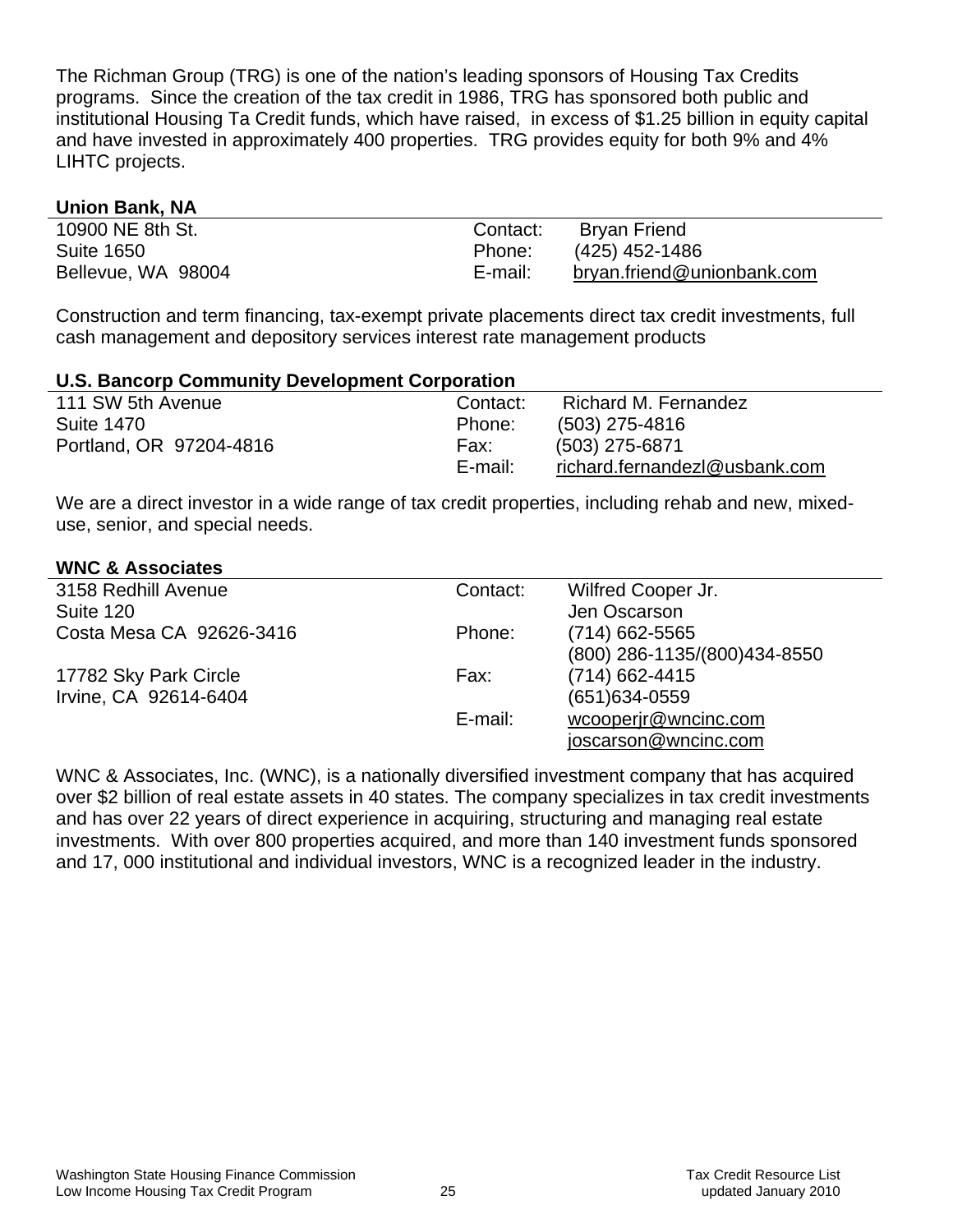The Richman Group (TRG) is one of the nation's leading sponsors of Housing Tax Credits programs. Since the creation of the tax credit in 1986, TRG has sponsored both public and institutional Housing Ta Credit funds, which have raised, in excess of $1.25 billion in equity capital and have invested in approximately 400 properties. TRG provides equity for both 9% and 4% LIHTC projects.

**Union Bank, NA**

| | | |
|---|---|---|
| 10900 NE 8th St. | Contact: | Bryan Friend |
| Suite 1650 | Phone: | (425) 452-1486 |
| Bellevue, WA 98004 | E-mail: | bryan.friend@unionbank.com |

Construction and term financing, tax-exempt private placements direct tax credit investments, full cash management and depository services interest rate management products

**U.S. Bancorp Community Development Corporation**

| | | |
|---|---|---|
| 111 SW 5th Avenue | Contact: | Richard M. Fernandez |
| Suite 1470 | Phone: | (503) 275-4816 |
| Portland, OR 97204-4816 | Fax: | (503) 275-6871 |
| | E-mail: | richard.fernandezl@usbank.com |

We are a direct investor in a wide range of tax credit properties, including rehab and new, mixed-use, senior, and special needs.

**WNC & Associates**

| | | |
|---|---|---|
| 3158 Redhill Avenue | Contact: | Wilfred Cooper Jr. |
| Suite 120 | | Jen Oscarson |
| Costa Mesa CA 92626-3416 | Phone: | (714) 662-5565 |
| | | (800) 286-1135/(800)434-8550 |
| 17782 Sky Park Circle | Fax: | (714) 662-4415 |
| Irvine, CA 92614-6404 | | (651)634-0559 |
| | E-mail: | wcooperjr@wncinc.com |
| | | joscarson@wncinc.com |

WNC & Associates, Inc. (WNC), is a nationally diversified investment company that has acquired over $2 billion of real estate assets in 40 states. The company specializes in tax credit investments and has over 22 years of direct experience in acquiring, structuring and managing real estate investments. With over 800 properties acquired, and more than 140 investment funds sponsored and 17, 000 institutional and individual investors, WNC is a recognized leader in the industry.